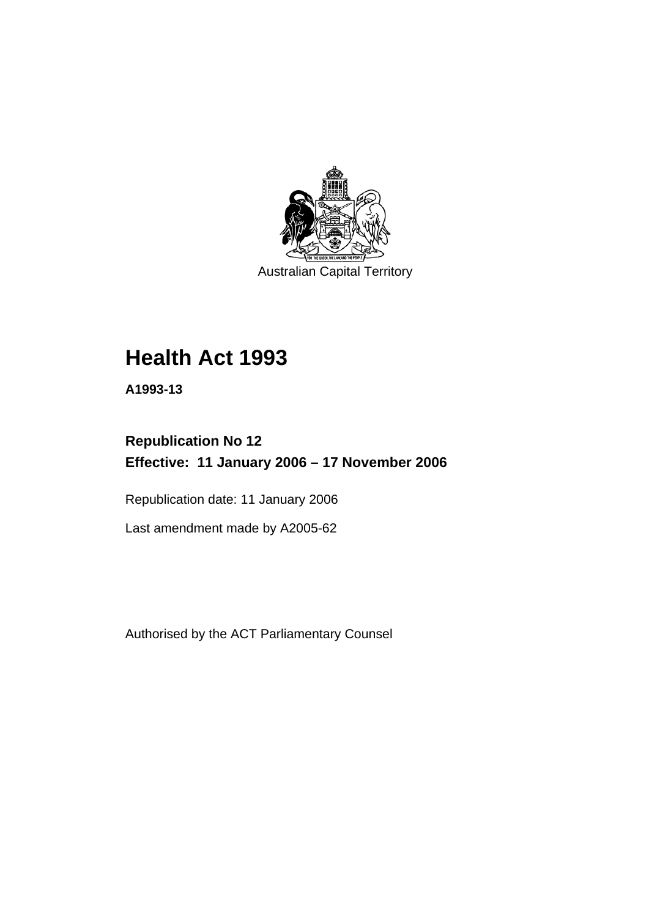Australian Capital Territory

# Health Act 1993

**A1993-13**

**Republication No 12**
**Effective: 11 January 2006 – 17 November 2006**

Republication date: 11 January 2006

Last amendment made by A2005-62

Authorised by the ACT Parliamentary Counsel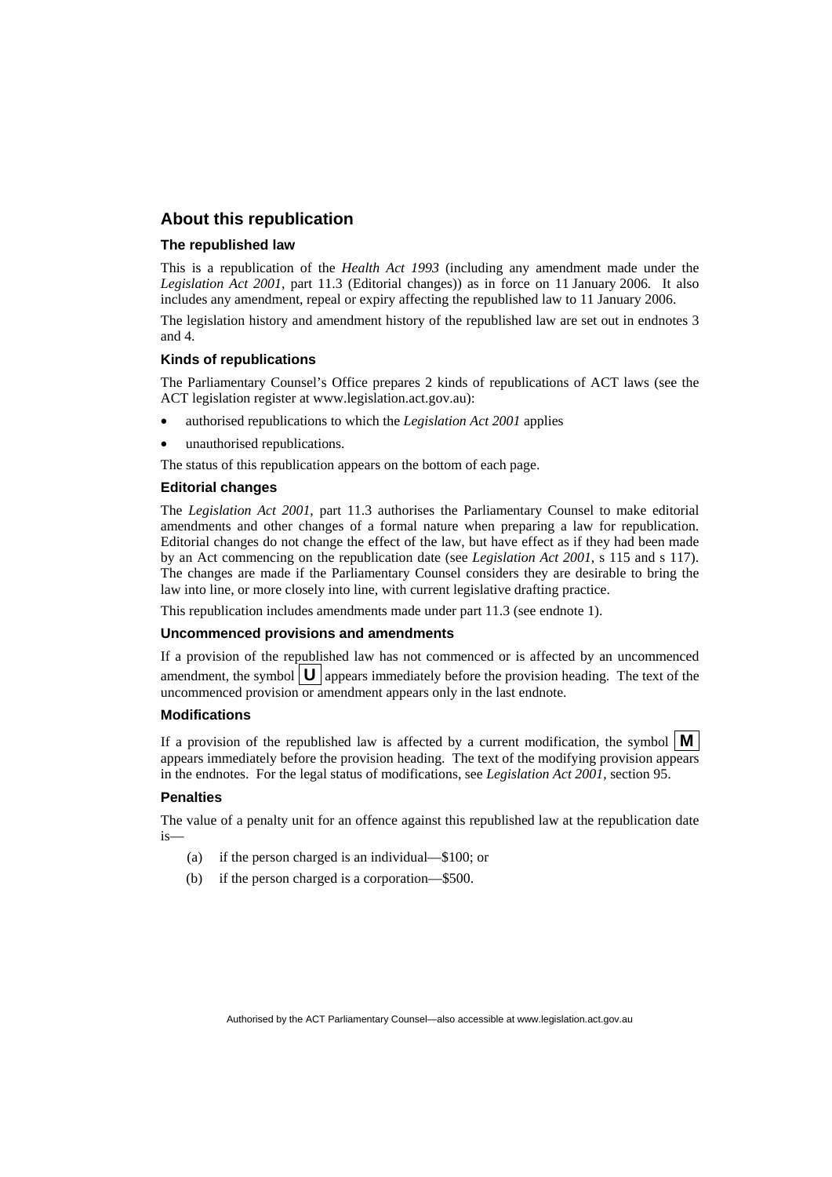## About this republication

### The republished law

This is a republication of the *Health Act 1993* (including any amendment made under the *Legislation Act 2001*, part 11.3 (Editorial changes)) as in force on 11 January 2006*.* It also includes any amendment, repeal or expiry affecting the republished law to 11 January 2006.

The legislation history and amendment history of the republished law are set out in endnotes 3 and 4.

### Kinds of republications

The Parliamentary Counsel's Office prepares 2 kinds of republications of ACT laws (see the ACT legislation register at www.legislation.act.gov.au):

- authorised republications to which the *Legislation Act 2001* applies
- unauthorised republications.

The status of this republication appears on the bottom of each page.

### Editorial changes

The *Legislation Act 2001*, part 11.3 authorises the Parliamentary Counsel to make editorial amendments and other changes of a formal nature when preparing a law for republication. Editorial changes do not change the effect of the law, but have effect as if they had been made by an Act commencing on the republication date (see *Legislation Act 2001*, s 115 and s 117). The changes are made if the Parliamentary Counsel considers they are desirable to bring the law into line, or more closely into line, with current legislative drafting practice.

This republication includes amendments made under part 11.3 (see endnote 1).

### Uncommenced provisions and amendments

If a provision of the republished law has not commenced or is affected by an uncommenced amendment, the symbol **U** appears immediately before the provision heading. The text of the uncommenced provision or amendment appears only in the last endnote.

### Modifications

If a provision of the republished law is affected by a current modification, the symbol **M** appears immediately before the provision heading. The text of the modifying provision appears in the endnotes. For the legal status of modifications, see *Legislation Act 2001*, section 95.

### Penalties

The value of a penalty unit for an offence against this republished law at the republication date is—

(a) if the person charged is an individual—$100; or

(b) if the person charged is a corporation—$500.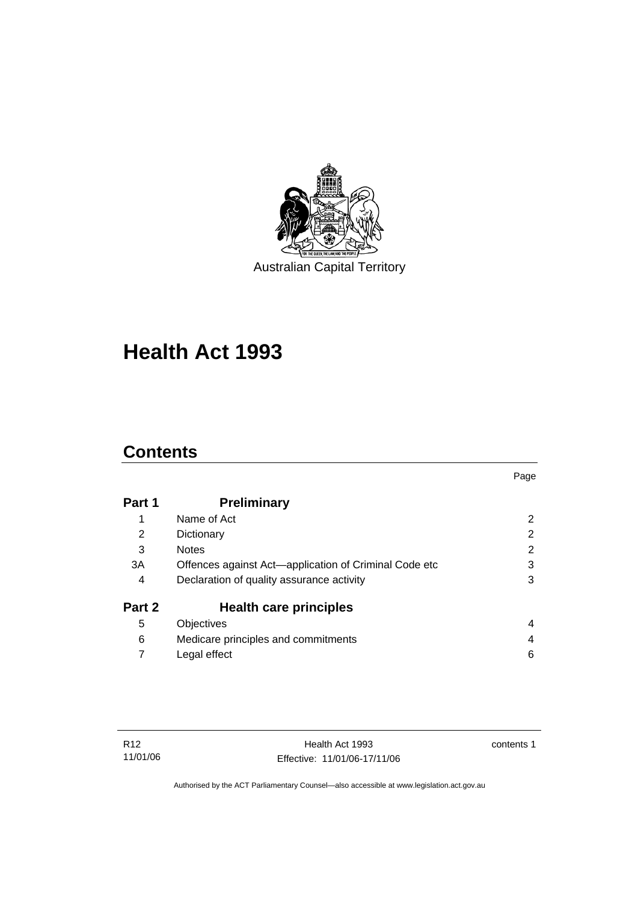Australian Capital Territory

# Health Act 1993

## Contents

| | | Page |
|---|---|---|
| **Part 1** | **Preliminary** | |
| 1 | Name of Act | 2 |
| 2 | Dictionary | 2 |
| 3 | Notes | 2 |
| 3A | Offences against Act—application of Criminal Code etc | 3 |
| 4 | Declaration of quality assurance activity | 3 |
| **Part 2** | **Health care principles** | |
| 5 | Objectives | 4 |
| 6 | Medicare principles and commitments | 4 |
| 7 | Legal effect | 6 |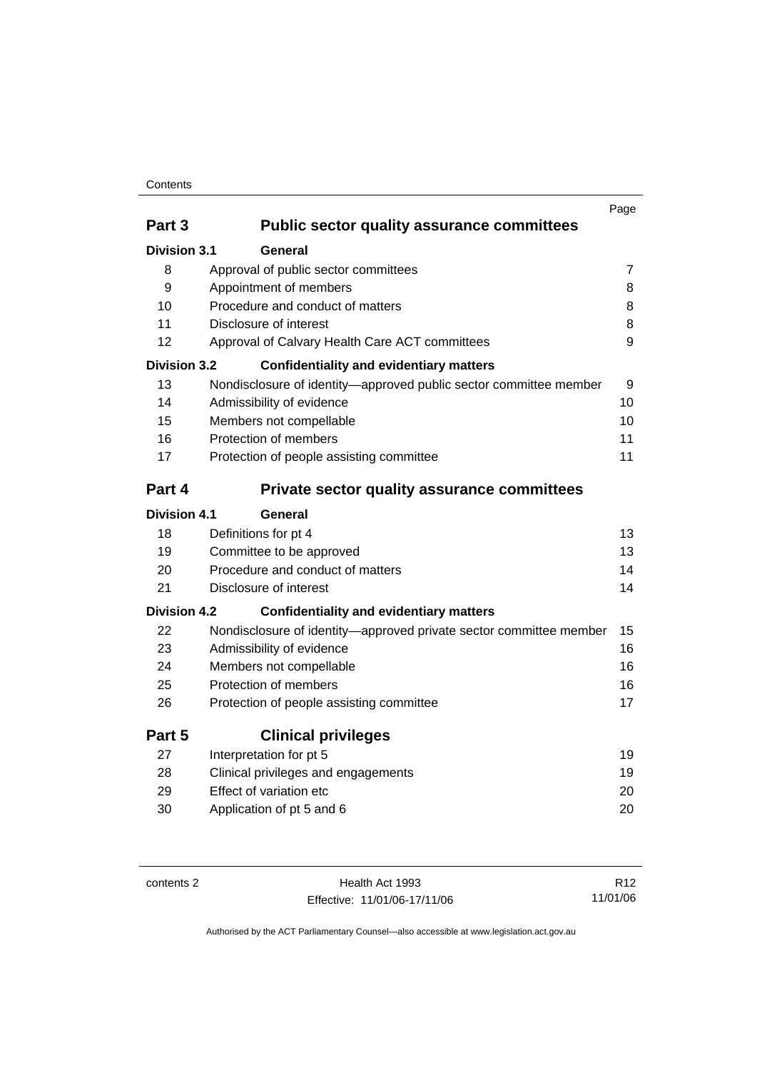| | | Page |
|---|---|---|
| **Part 3** | **Public sector quality assurance committees** | |
| **Division 3.1** | **General** | |
| 8 | Approval of public sector committees | 7 |
| 9 | Appointment of members | 8 |
| 10 | Procedure and conduct of matters | 8 |
| 11 | Disclosure of interest | 8 |
| 12 | Approval of Calvary Health Care ACT committees | 9 |
| **Division 3.2** | **Confidentiality and evidentiary matters** | |
| 13 | Nondisclosure of identity—approved public sector committee member | 9 |
| 14 | Admissibility of evidence | 10 |
| 15 | Members not compellable | 10 |
| 16 | Protection of members | 11 |
| 17 | Protection of people assisting committee | 11 |
| **Part 4** | **Private sector quality assurance committees** | |
| **Division 4.1** | **General** | |
| 18 | Definitions for pt 4 | 13 |
| 19 | Committee to be approved | 13 |
| 20 | Procedure and conduct of matters | 14 |
| 21 | Disclosure of interest | 14 |
| **Division 4.2** | **Confidentiality and evidentiary matters** | |
| 22 | Nondisclosure of identity—approved private sector committee member | 15 |
| 23 | Admissibility of evidence | 16 |
| 24 | Members not compellable | 16 |
| 25 | Protection of members | 16 |
| 26 | Protection of people assisting committee | 17 |
| **Part 5** | **Clinical privileges** | |
| 27 | Interpretation for pt 5 | 19 |
| 28 | Clinical privileges and engagements | 19 |
| 29 | Effect of variation etc | 20 |
| 30 | Application of pt 5 and 6 | 20 |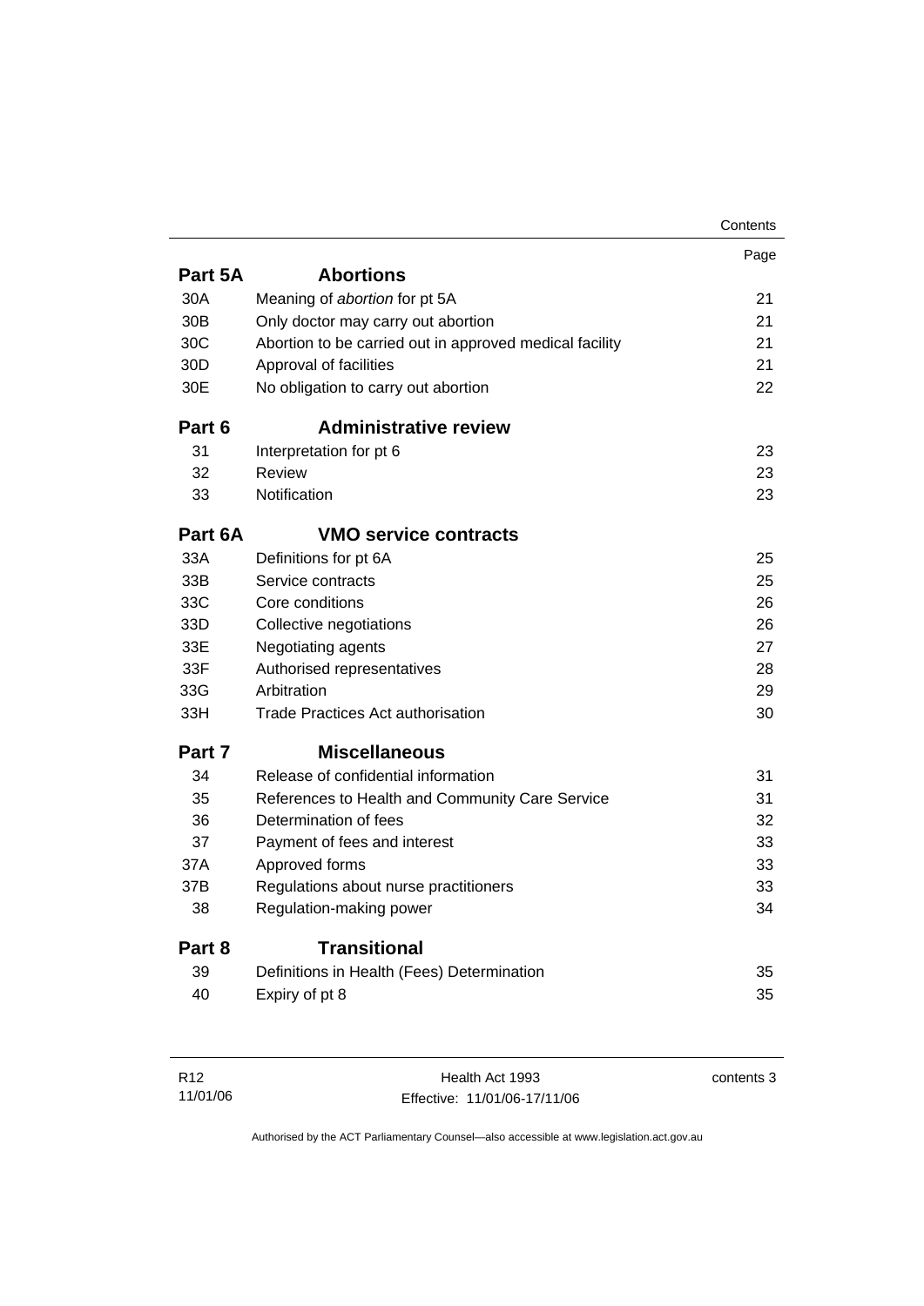| | | Page |
|---|---|---|
| **Part 5A** | **Abortions** | |
| 30A | Meaning of *abortion* for pt 5A | 21 |
| 30B | Only doctor may carry out abortion | 21 |
| 30C | Abortion to be carried out in approved medical facility | 21 |
| 30D | Approval of facilities | 21 |
| 30E | No obligation to carry out abortion | 22 |
| **Part 6** | **Administrative review** | |
| 31 | Interpretation for pt 6 | 23 |
| 32 | Review | 23 |
| 33 | Notification | 23 |
| **Part 6A** | **VMO service contracts** | |
| 33A | Definitions for pt 6A | 25 |
| 33B | Service contracts | 25 |
| 33C | Core conditions | 26 |
| 33D | Collective negotiations | 26 |
| 33E | Negotiating agents | 27 |
| 33F | Authorised representatives | 28 |
| 33G | Arbitration | 29 |
| 33H | Trade Practices Act authorisation | 30 |
| **Part 7** | **Miscellaneous** | |
| 34 | Release of confidential information | 31 |
| 35 | References to Health and Community Care Service | 31 |
| 36 | Determination of fees | 32 |
| 37 | Payment of fees and interest | 33 |
| 37A | Approved forms | 33 |
| 37B | Regulations about nurse practitioners | 33 |
| 38 | Regulation-making power | 34 |
| **Part 8** | **Transitional** | |
| 39 | Definitions in Health (Fees) Determination | 35 |
| 40 | Expiry of pt 8 | 35 |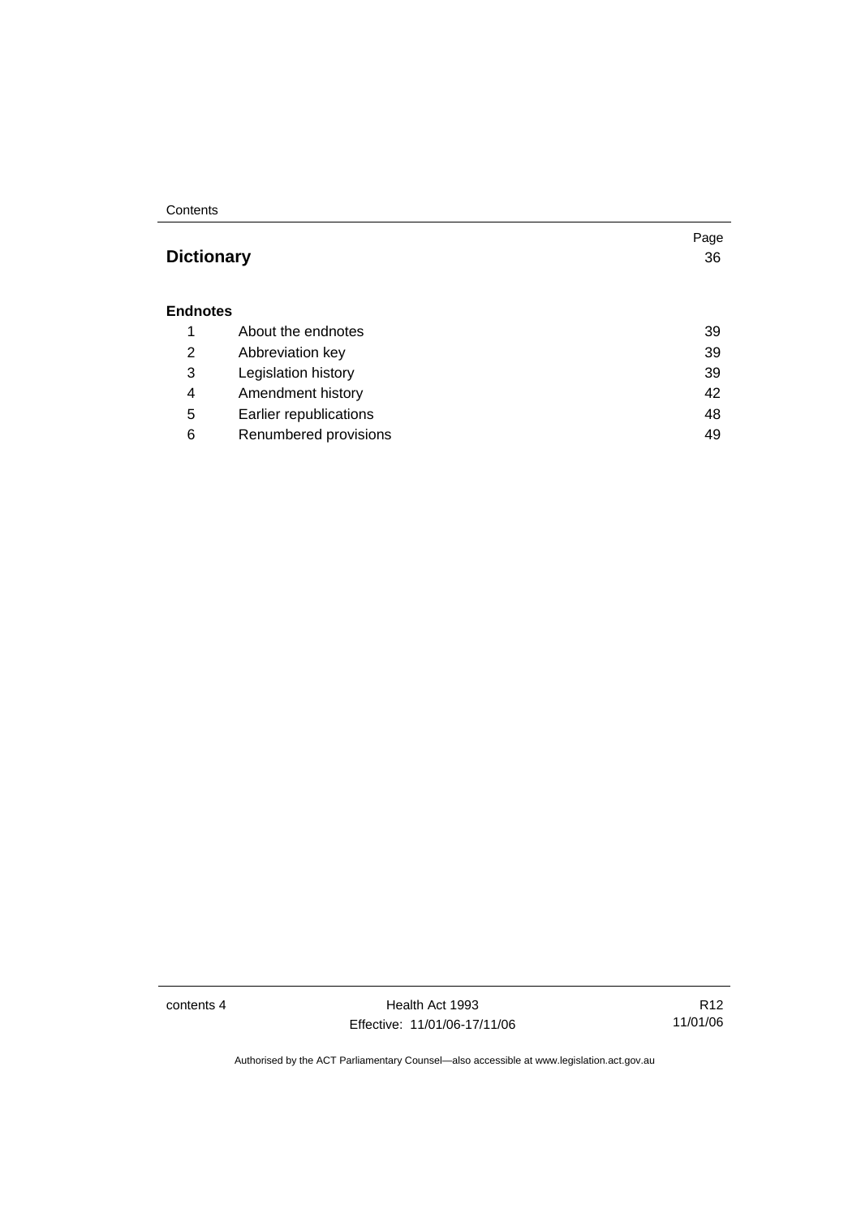| | | Page |
|---|---|---|
| **Dictionary** | | 36 |
| **Endnotes** | | |
| 1 | About the endnotes | 39 |
| 2 | Abbreviation key | 39 |
| 3 | Legislation history | 39 |
| 4 | Amendment history | 42 |
| 5 | Earlier republications | 48 |
| 6 | Renumbered provisions | 49 |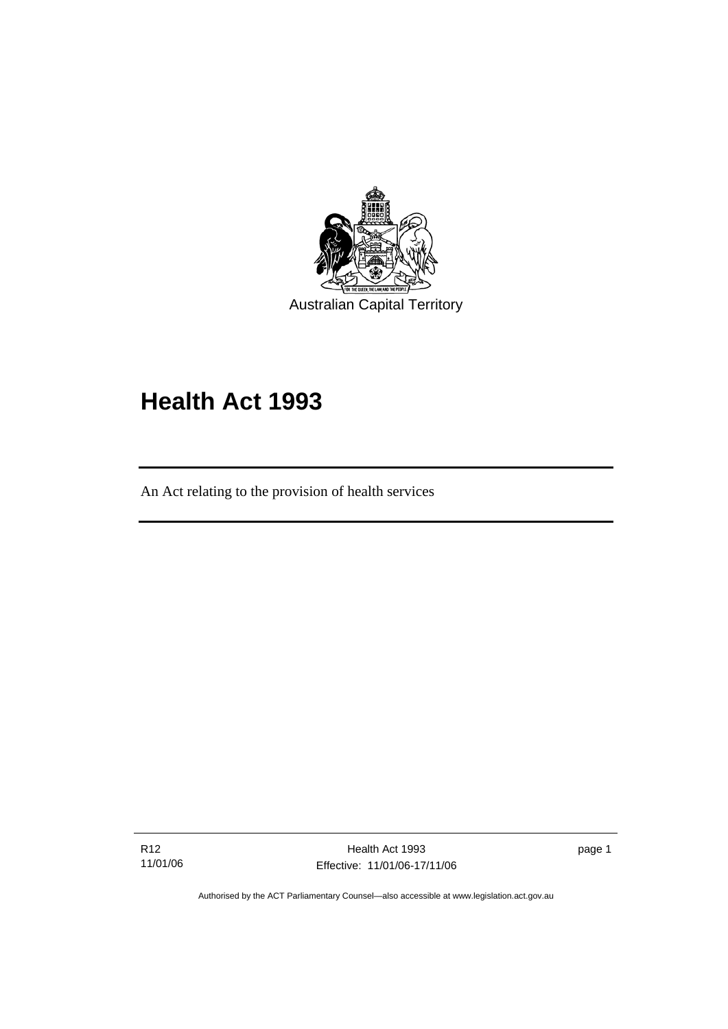Australian Capital Territory

# Health Act 1993

An Act relating to the provision of health services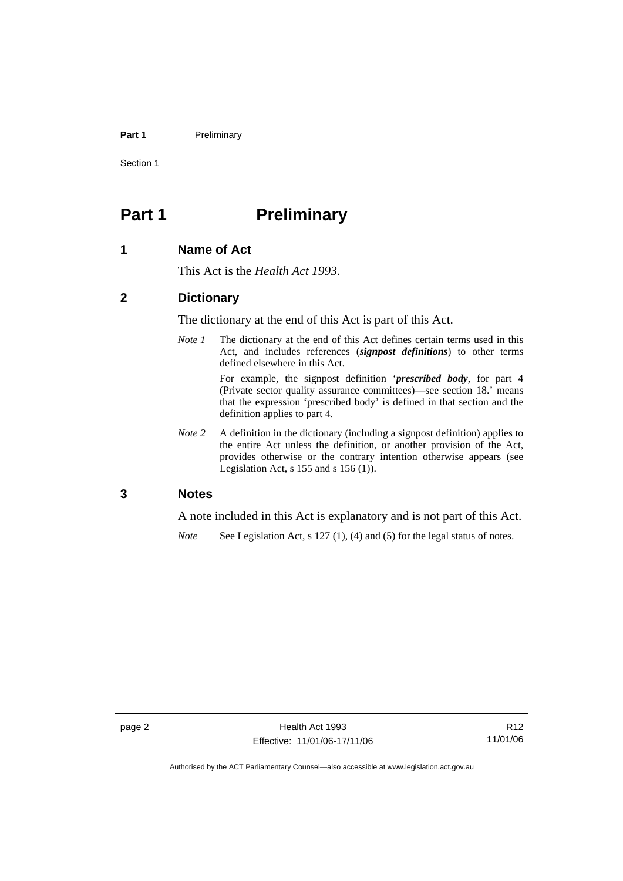# Part 1 Preliminary

## 1 Name of Act

This Act is the *Health Act 1993*.

## 2 Dictionary

The dictionary at the end of this Act is part of this Act.

*Note 1* The dictionary at the end of this Act defines certain terms used in this Act, and includes references (***signpost definitions***) to other terms defined elsewhere in this Act.

For example, the signpost definition '***prescribed body***, for part 4 (Private sector quality assurance committees)—see section 18.' means that the expression 'prescribed body' is defined in that section and the definition applies to part 4.

*Note 2* A definition in the dictionary (including a signpost definition) applies to the entire Act unless the definition, or another provision of the Act, provides otherwise or the contrary intention otherwise appears (see Legislation Act, s 155 and s 156 (1)).

## 3 Notes

A note included in this Act is explanatory and is not part of this Act.

*Note* See Legislation Act, s 127 (1), (4) and (5) for the legal status of notes.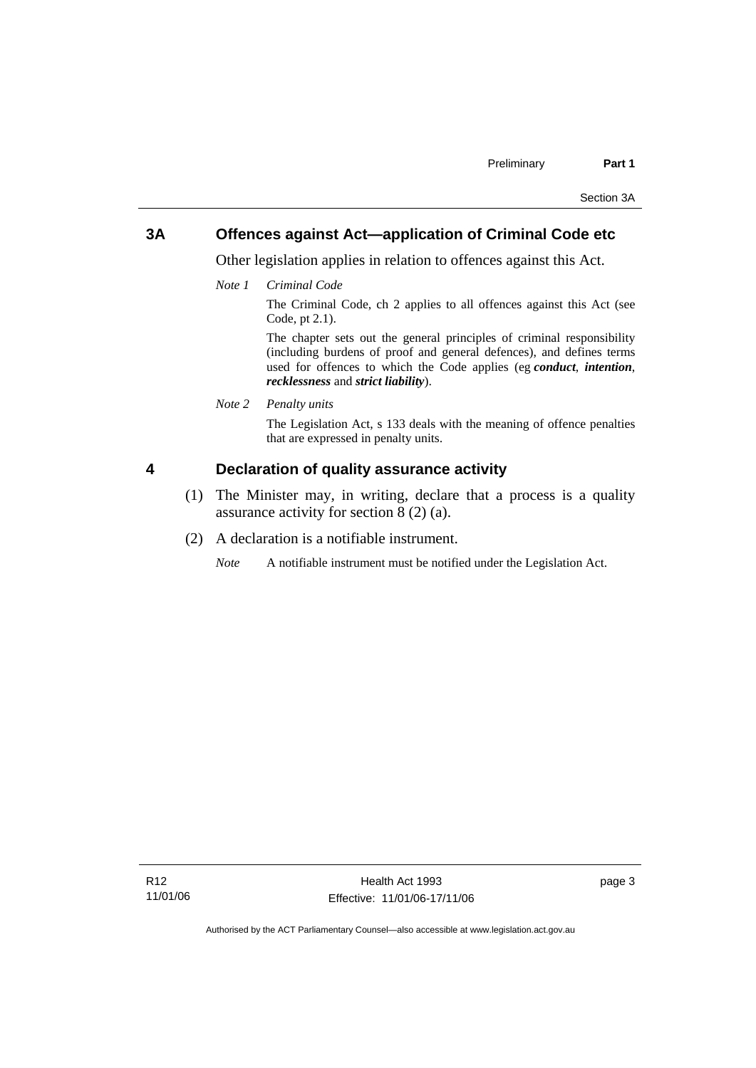## 3A Offences against Act—application of Criminal Code etc

Other legislation applies in relation to offences against this Act.

*Note 1* *Criminal Code*

The Criminal Code, ch 2 applies to all offences against this Act (see Code, pt 2.1).

The chapter sets out the general principles of criminal responsibility (including burdens of proof and general defences), and defines terms used for offences to which the Code applies (eg ***conduct***, ***intention***, ***recklessness*** and ***strict liability***).

*Note 2* *Penalty units*

The Legislation Act, s 133 deals with the meaning of offence penalties that are expressed in penalty units.

## 4 Declaration of quality assurance activity

(1) The Minister may, in writing, declare that a process is a quality assurance activity for section 8 (2) (a).

(2) A declaration is a notifiable instrument.

*Note* A notifiable instrument must be notified under the Legislation Act.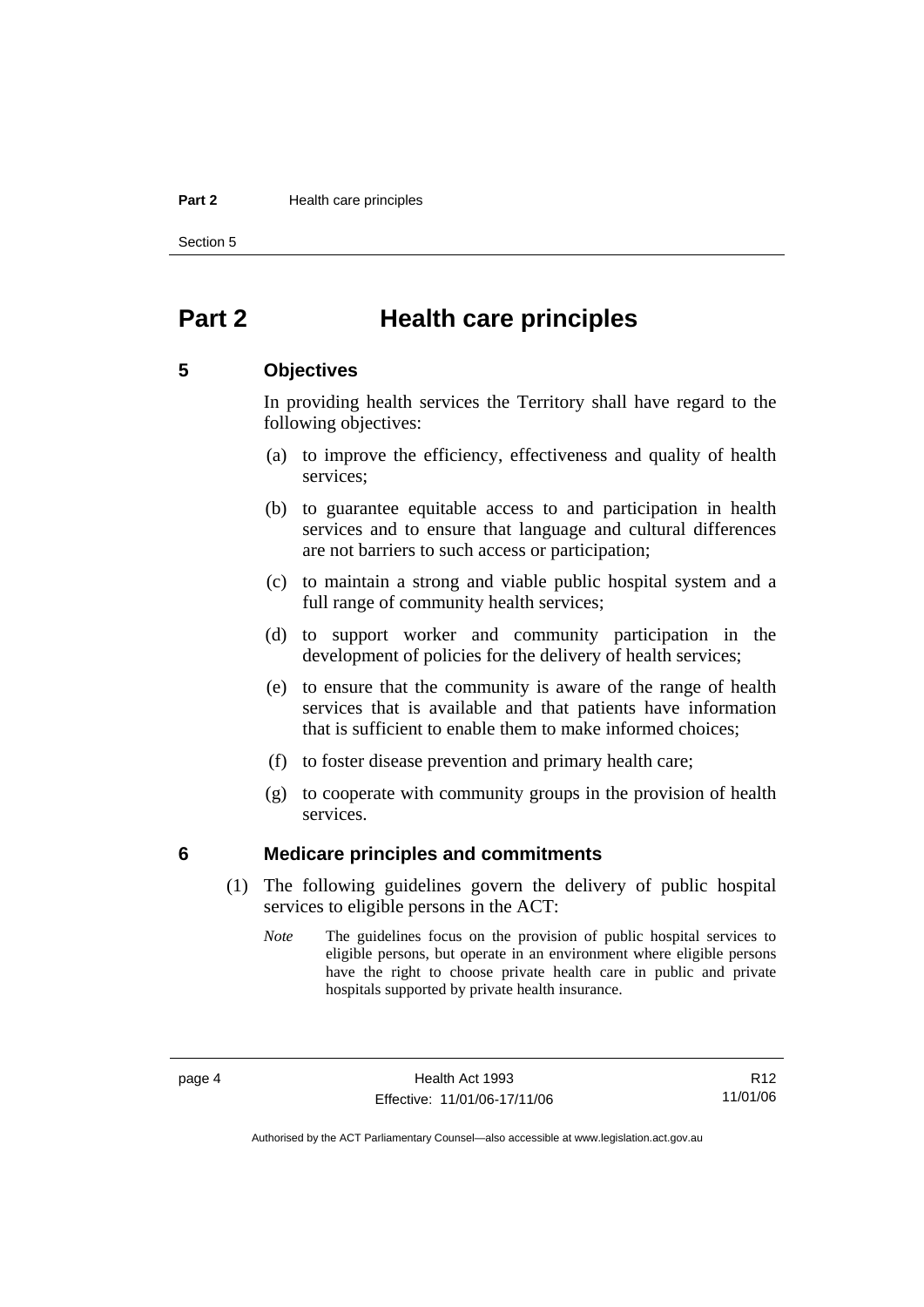# Part 2 Health care principles

## 5 Objectives

In providing health services the Territory shall have regard to the following objectives:

(a) to improve the efficiency, effectiveness and quality of health services;

(b) to guarantee equitable access to and participation in health services and to ensure that language and cultural differences are not barriers to such access or participation;

(c) to maintain a strong and viable public hospital system and a full range of community health services;

(d) to support worker and community participation in the development of policies for the delivery of health services;

(e) to ensure that the community is aware of the range of health services that is available and that patients have information that is sufficient to enable them to make informed choices;

(f) to foster disease prevention and primary health care;

(g) to cooperate with community groups in the provision of health services.

## 6 Medicare principles and commitments

(1) The following guidelines govern the delivery of public hospital services to eligible persons in the ACT:

*Note* The guidelines focus on the provision of public hospital services to eligible persons, but operate in an environment where eligible persons have the right to choose private health care in public and private hospitals supported by private health insurance.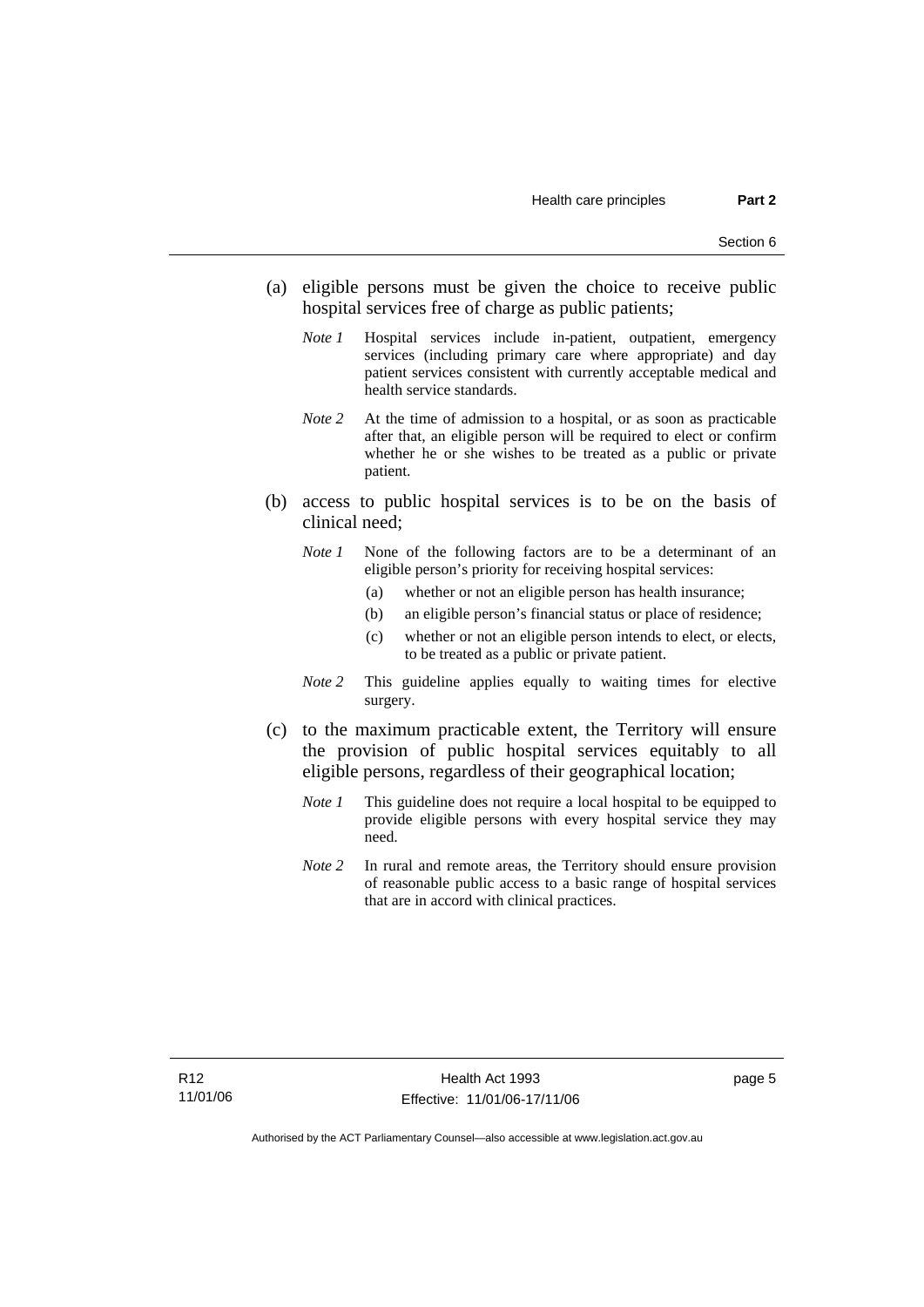(a) eligible persons must be given the choice to receive public hospital services free of charge as public patients;

*Note 1* Hospital services include in-patient, outpatient, emergency services (including primary care where appropriate) and day patient services consistent with currently acceptable medical and health service standards.

*Note 2* At the time of admission to a hospital, or as soon as practicable after that, an eligible person will be required to elect or confirm whether he or she wishes to be treated as a public or private patient.

(b) access to public hospital services is to be on the basis of clinical need;

*Note 1* None of the following factors are to be a determinant of an eligible person's priority for receiving hospital services:

(a) whether or not an eligible person has health insurance;

(b) an eligible person's financial status or place of residence;

(c) whether or not an eligible person intends to elect, or elects, to be treated as a public or private patient.

*Note 2* This guideline applies equally to waiting times for elective surgery.

(c) to the maximum practicable extent, the Territory will ensure the provision of public hospital services equitably to all eligible persons, regardless of their geographical location;

*Note 1* This guideline does not require a local hospital to be equipped to provide eligible persons with every hospital service they may need.

*Note 2* In rural and remote areas, the Territory should ensure provision of reasonable public access to a basic range of hospital services that are in accord with clinical practices.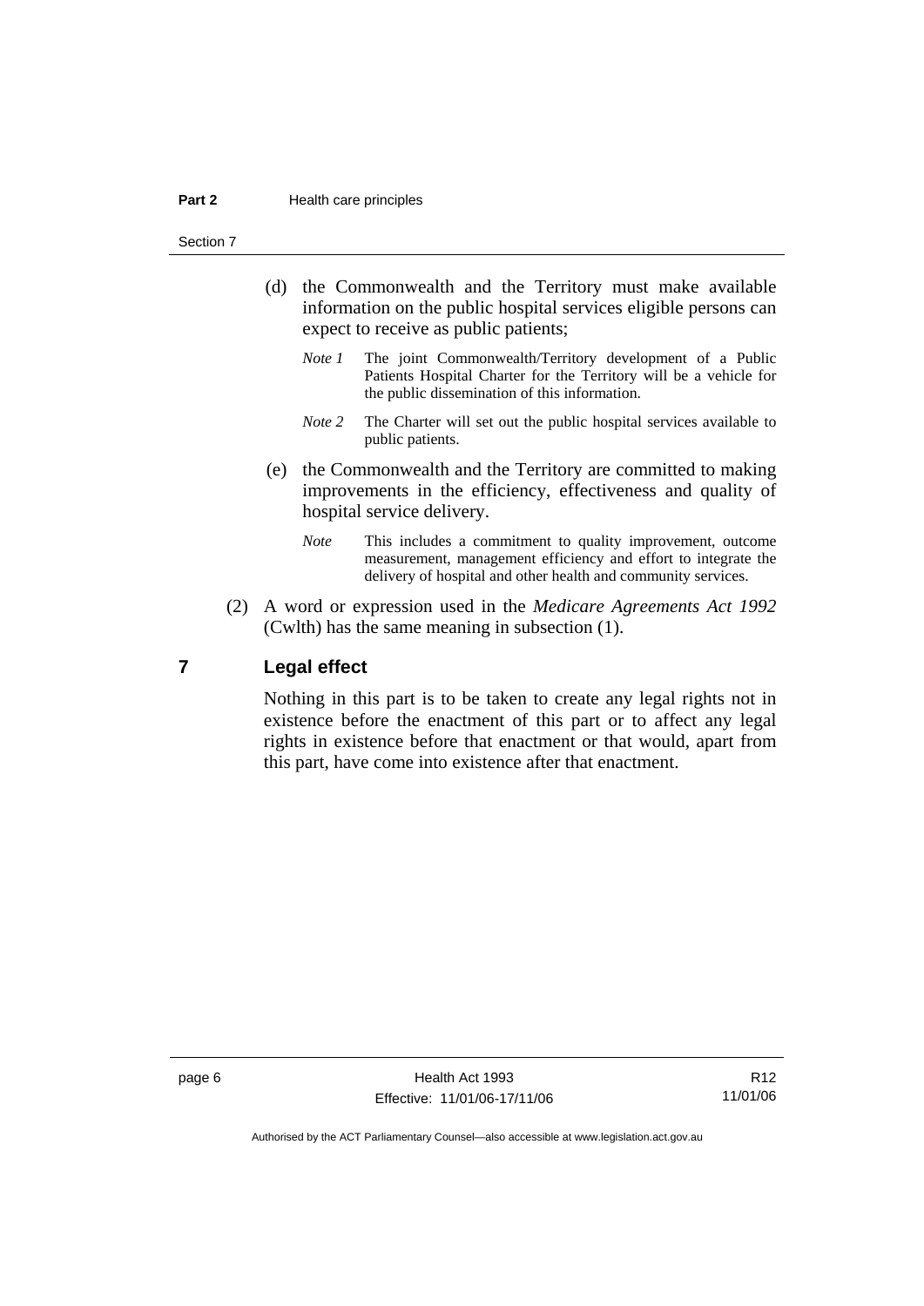(d) the Commonwealth and the Territory must make available information on the public hospital services eligible persons can expect to receive as public patients;

*Note 1* The joint Commonwealth/Territory development of a Public Patients Hospital Charter for the Territory will be a vehicle for the public dissemination of this information.

*Note 2* The Charter will set out the public hospital services available to public patients.

(e) the Commonwealth and the Territory are committed to making improvements in the efficiency, effectiveness and quality of hospital service delivery.

*Note* This includes a commitment to quality improvement, outcome measurement, management efficiency and effort to integrate the delivery of hospital and other health and community services.

(2) A word or expression used in the *Medicare Agreements Act 1992* (Cwlth) has the same meaning in subsection (1).

## 7 Legal effect

Nothing in this part is to be taken to create any legal rights not in existence before the enactment of this part or to affect any legal rights in existence before that enactment or that would, apart from this part, have come into existence after that enactment.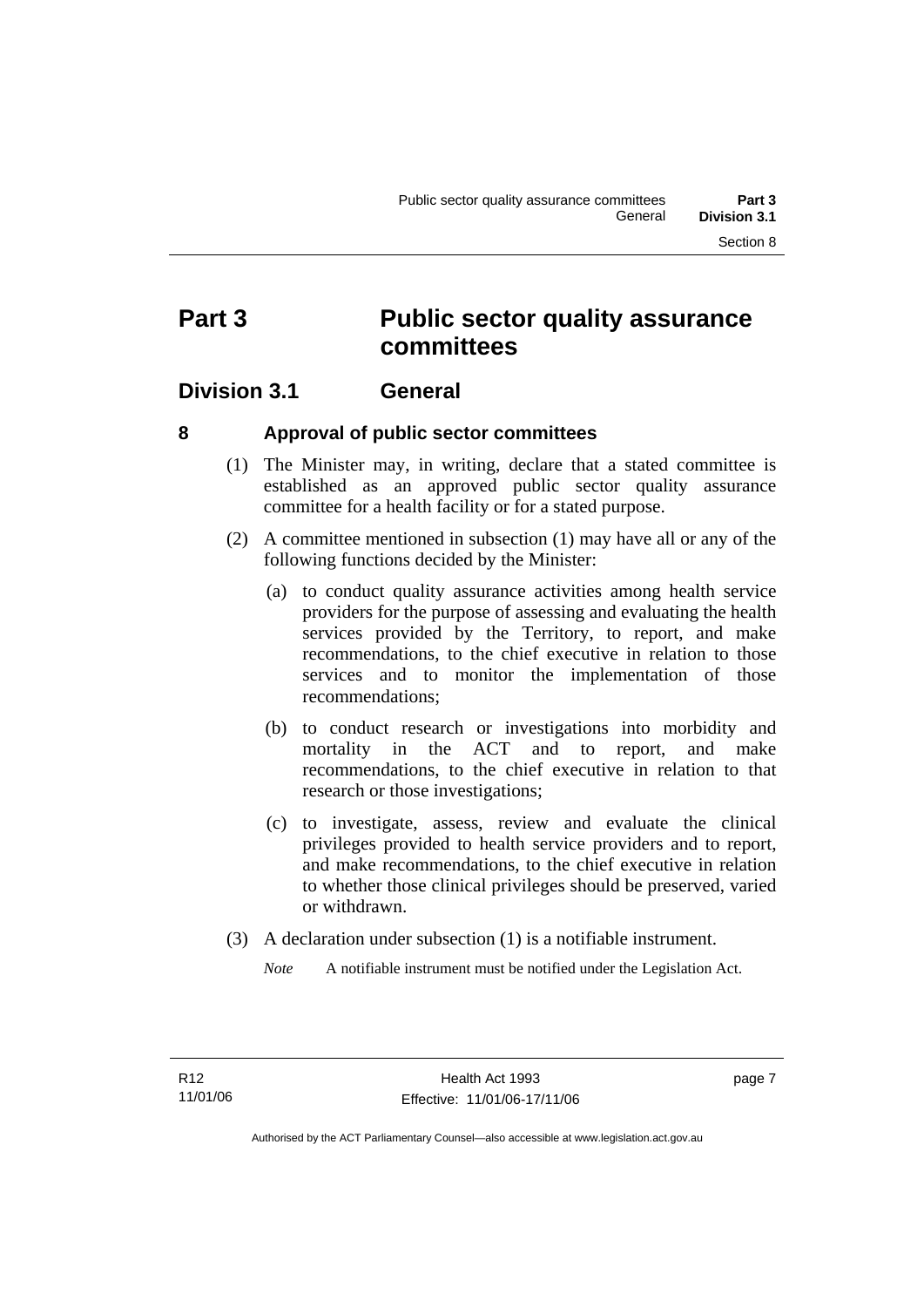# Part 3 Public sector quality assurance committees

## Division 3.1 General

### 8 Approval of public sector committees

(1) The Minister may, in writing, declare that a stated committee is established as an approved public sector quality assurance committee for a health facility or for a stated purpose.

(2) A committee mentioned in subsection (1) may have all or any of the following functions decided by the Minister:

(a) to conduct quality assurance activities among health service providers for the purpose of assessing and evaluating the health services provided by the Territory, to report, and make recommendations, to the chief executive in relation to those services and to monitor the implementation of those recommendations;

(b) to conduct research or investigations into morbidity and mortality in the ACT and to report, and make recommendations, to the chief executive in relation to that research or those investigations;

(c) to investigate, assess, review and evaluate the clinical privileges provided to health service providers and to report, and make recommendations, to the chief executive in relation to whether those clinical privileges should be preserved, varied or withdrawn.

(3) A declaration under subsection (1) is a notifiable instrument.

*Note* A notifiable instrument must be notified under the Legislation Act.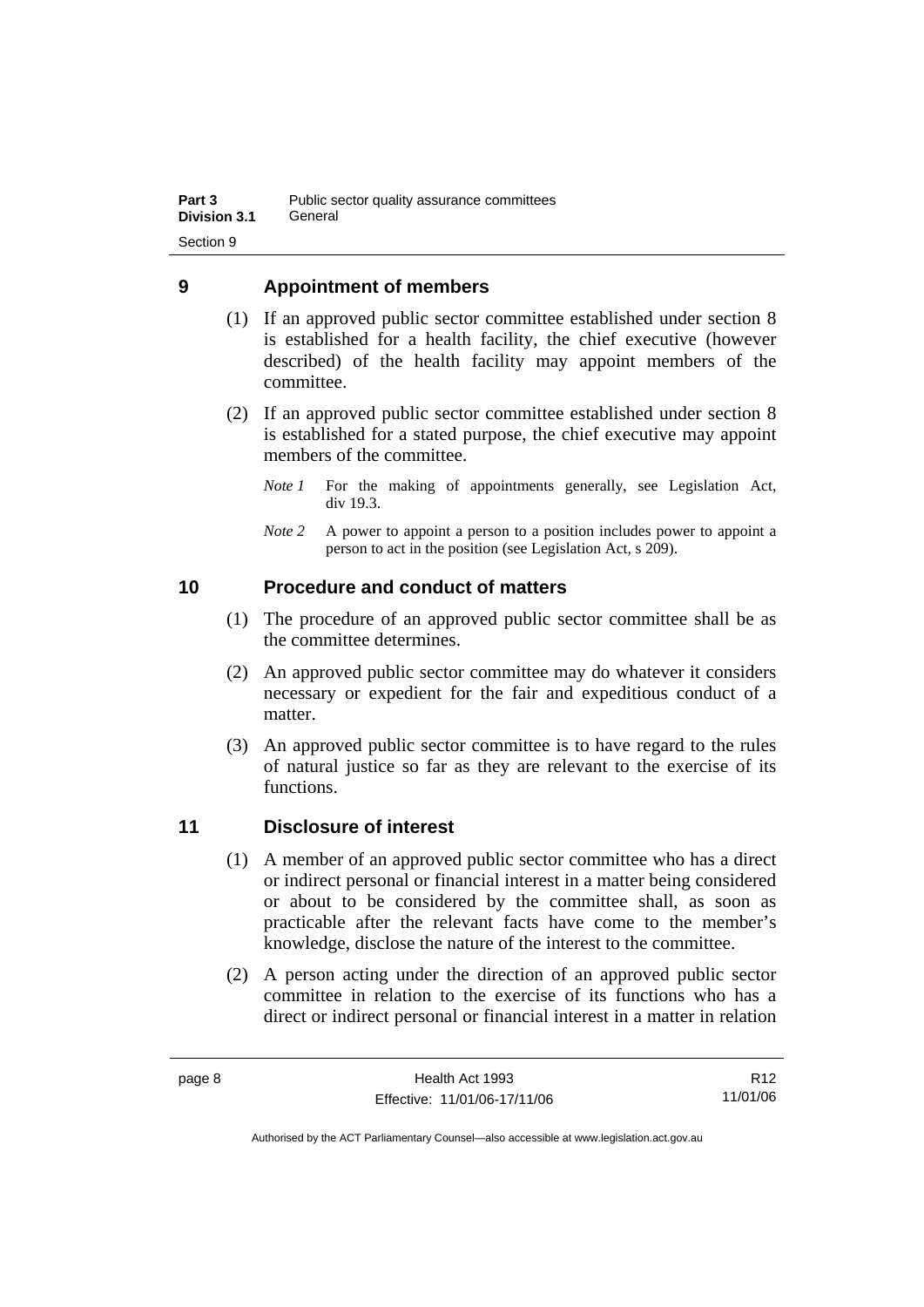## 9 Appointment of members

(1) If an approved public sector committee established under section 8 is established for a health facility, the chief executive (however described) of the health facility may appoint members of the committee.

(2) If an approved public sector committee established under section 8 is established for a stated purpose, the chief executive may appoint members of the committee.

*Note 1* For the making of appointments generally, see Legislation Act, div 19.3.

*Note 2* A power to appoint a person to a position includes power to appoint a person to act in the position (see Legislation Act, s 209).

## 10 Procedure and conduct of matters

(1) The procedure of an approved public sector committee shall be as the committee determines.

(2) An approved public sector committee may do whatever it considers necessary or expedient for the fair and expeditious conduct of a matter.

(3) An approved public sector committee is to have regard to the rules of natural justice so far as they are relevant to the exercise of its functions.

## 11 Disclosure of interest

(1) A member of an approved public sector committee who has a direct or indirect personal or financial interest in a matter being considered or about to be considered by the committee shall, as soon as practicable after the relevant facts have come to the member's knowledge, disclose the nature of the interest to the committee.

(2) A person acting under the direction of an approved public sector committee in relation to the exercise of its functions who has a direct or indirect personal or financial interest in a matter in relation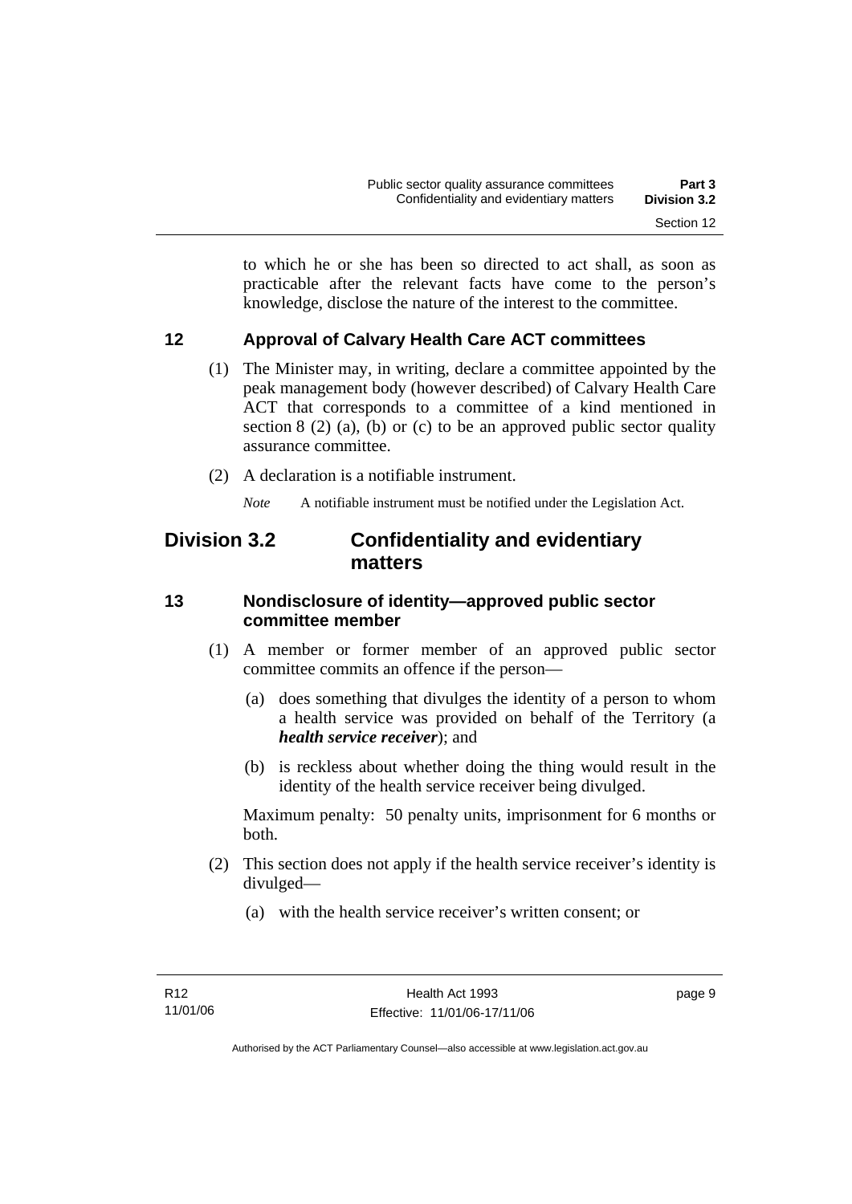to which he or she has been so directed to act shall, as soon as practicable after the relevant facts have come to the person's knowledge, disclose the nature of the interest to the committee.

### 12 Approval of Calvary Health Care ACT committees

(1) The Minister may, in writing, declare a committee appointed by the peak management body (however described) of Calvary Health Care ACT that corresponds to a committee of a kind mentioned in section 8 (2) (a), (b) or (c) to be an approved public sector quality assurance committee.

(2) A declaration is a notifiable instrument.

*Note* A notifiable instrument must be notified under the Legislation Act.

## Division 3.2 Confidentiality and evidentiary matters

### 13 Nondisclosure of identity—approved public sector committee member

(1) A member or former member of an approved public sector committee commits an offence if the person—

(a) does something that divulges the identity of a person to whom a health service was provided on behalf of the Territory (a ***health service receiver***); and

(b) is reckless about whether doing the thing would result in the identity of the health service receiver being divulged.

Maximum penalty: 50 penalty units, imprisonment for 6 months or both.

(2) This section does not apply if the health service receiver's identity is divulged—

(a) with the health service receiver's written consent; or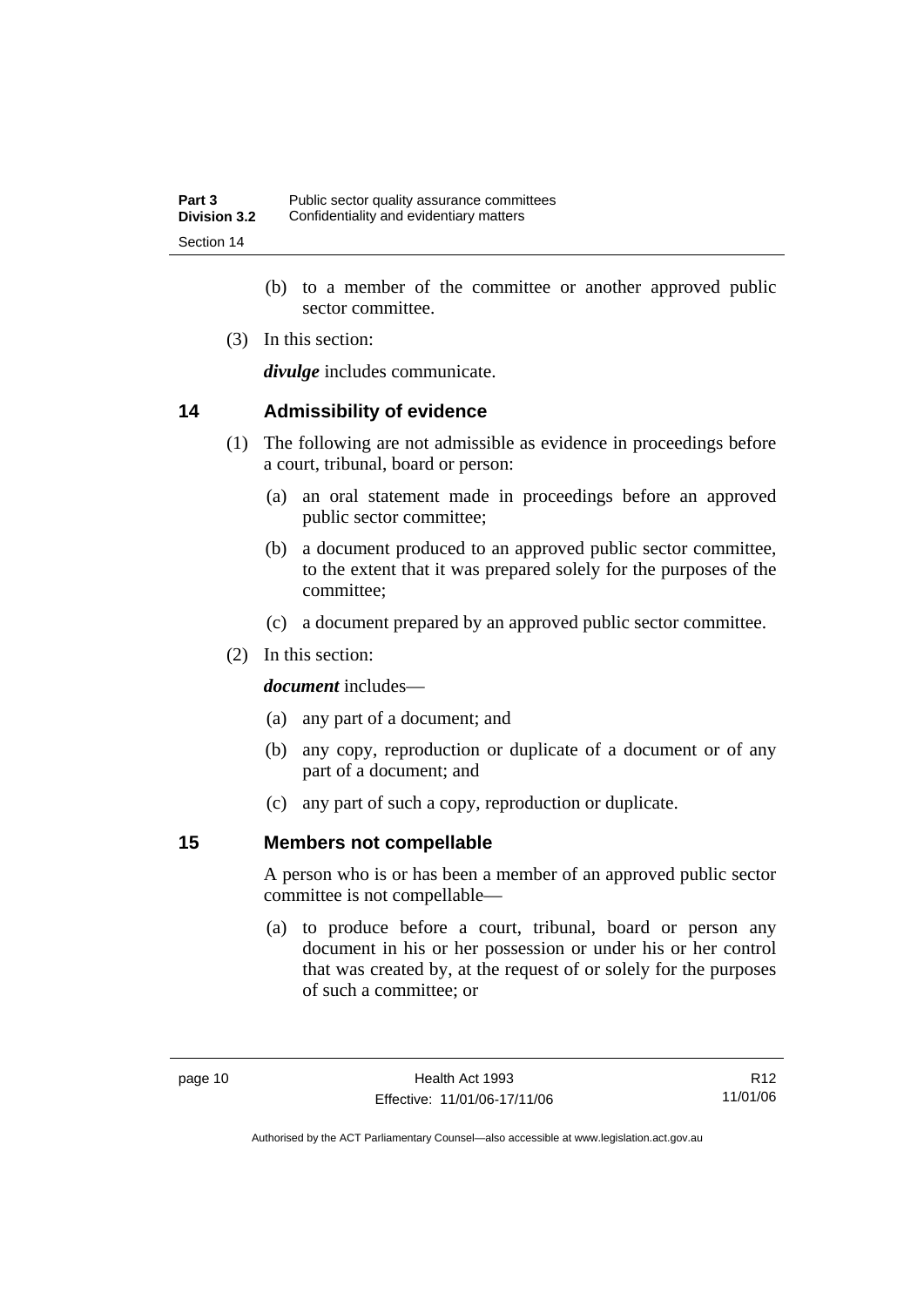(b) to a member of the committee or another approved public sector committee.

(3) In this section:

***divulge*** includes communicate.

## 14 Admissibility of evidence

(1) The following are not admissible as evidence in proceedings before a court, tribunal, board or person:

(a) an oral statement made in proceedings before an approved public sector committee;

(b) a document produced to an approved public sector committee, to the extent that it was prepared solely for the purposes of the committee;

(c) a document prepared by an approved public sector committee.

(2) In this section:

***document*** includes—

(a) any part of a document; and

(b) any copy, reproduction or duplicate of a document or of any part of a document; and

(c) any part of such a copy, reproduction or duplicate.

## 15 Members not compellable

A person who is or has been a member of an approved public sector committee is not compellable—

(a) to produce before a court, tribunal, board or person any document in his or her possession or under his or her control that was created by, at the request of or solely for the purposes of such a committee; or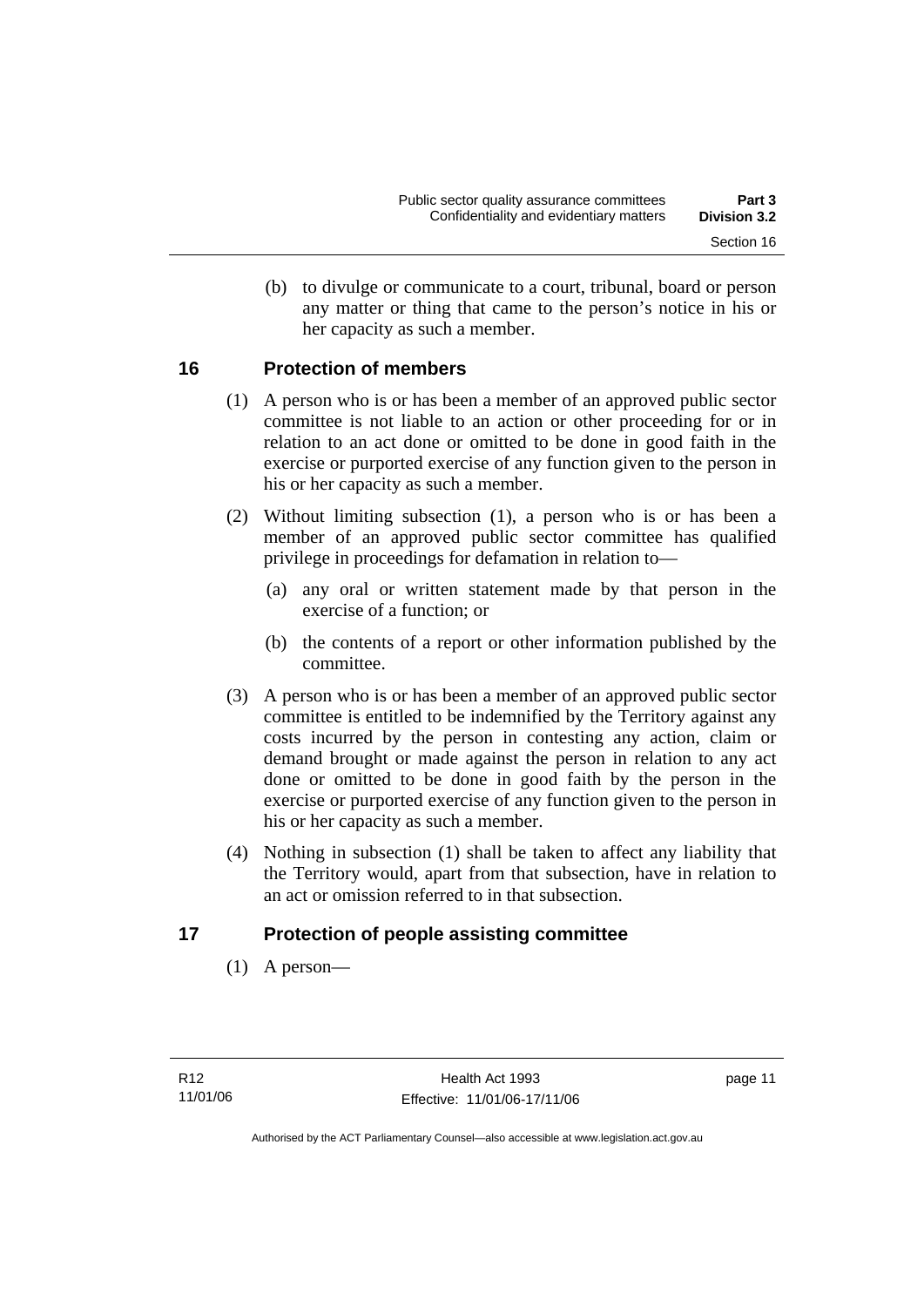(b) to divulge or communicate to a court, tribunal, board or person any matter or thing that came to the person's notice in his or her capacity as such a member.

### 16 Protection of members

(1) A person who is or has been a member of an approved public sector committee is not liable to an action or other proceeding for or in relation to an act done or omitted to be done in good faith in the exercise or purported exercise of any function given to the person in his or her capacity as such a member.

(2) Without limiting subsection (1), a person who is or has been a member of an approved public sector committee has qualified privilege in proceedings for defamation in relation to—

(a) any oral or written statement made by that person in the exercise of a function; or

(b) the contents of a report or other information published by the committee.

(3) A person who is or has been a member of an approved public sector committee is entitled to be indemnified by the Territory against any costs incurred by the person in contesting any action, claim or demand brought or made against the person in relation to any act done or omitted to be done in good faith by the person in the exercise or purported exercise of any function given to the person in his or her capacity as such a member.

(4) Nothing in subsection (1) shall be taken to affect any liability that the Territory would, apart from that subsection, have in relation to an act or omission referred to in that subsection.

### 17 Protection of people assisting committee

(1) A person—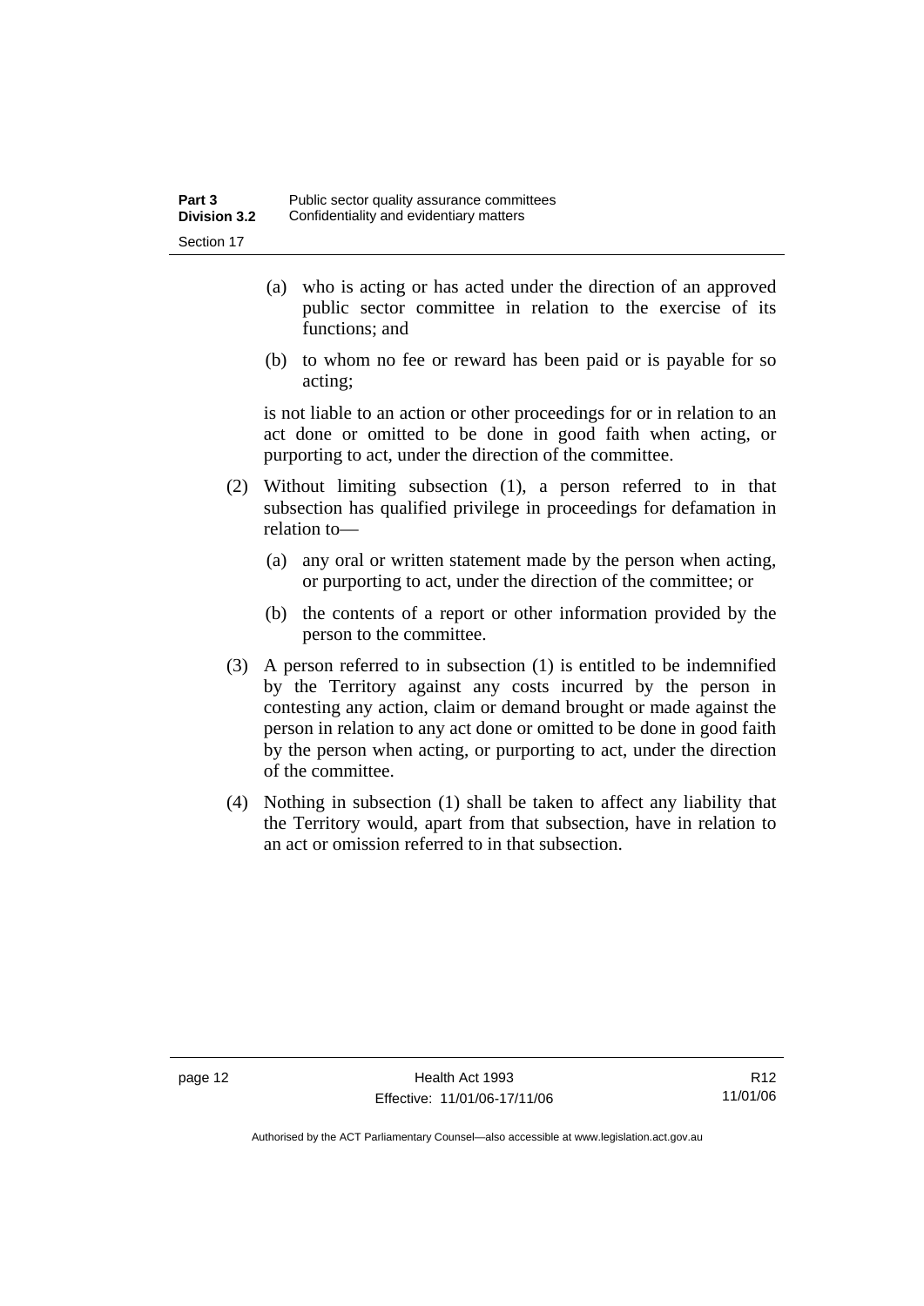(a) who is acting or has acted under the direction of an approved public sector committee in relation to the exercise of its functions; and

(b) to whom no fee or reward has been paid or is payable for so acting;

is not liable to an action or other proceedings for or in relation to an act done or omitted to be done in good faith when acting, or purporting to act, under the direction of the committee.

(2) Without limiting subsection (1), a person referred to in that subsection has qualified privilege in proceedings for defamation in relation to—

(a) any oral or written statement made by the person when acting, or purporting to act, under the direction of the committee; or

(b) the contents of a report or other information provided by the person to the committee.

(3) A person referred to in subsection (1) is entitled to be indemnified by the Territory against any costs incurred by the person in contesting any action, claim or demand brought or made against the person in relation to any act done or omitted to be done in good faith by the person when acting, or purporting to act, under the direction of the committee.

(4) Nothing in subsection (1) shall be taken to affect any liability that the Territory would, apart from that subsection, have in relation to an act or omission referred to in that subsection.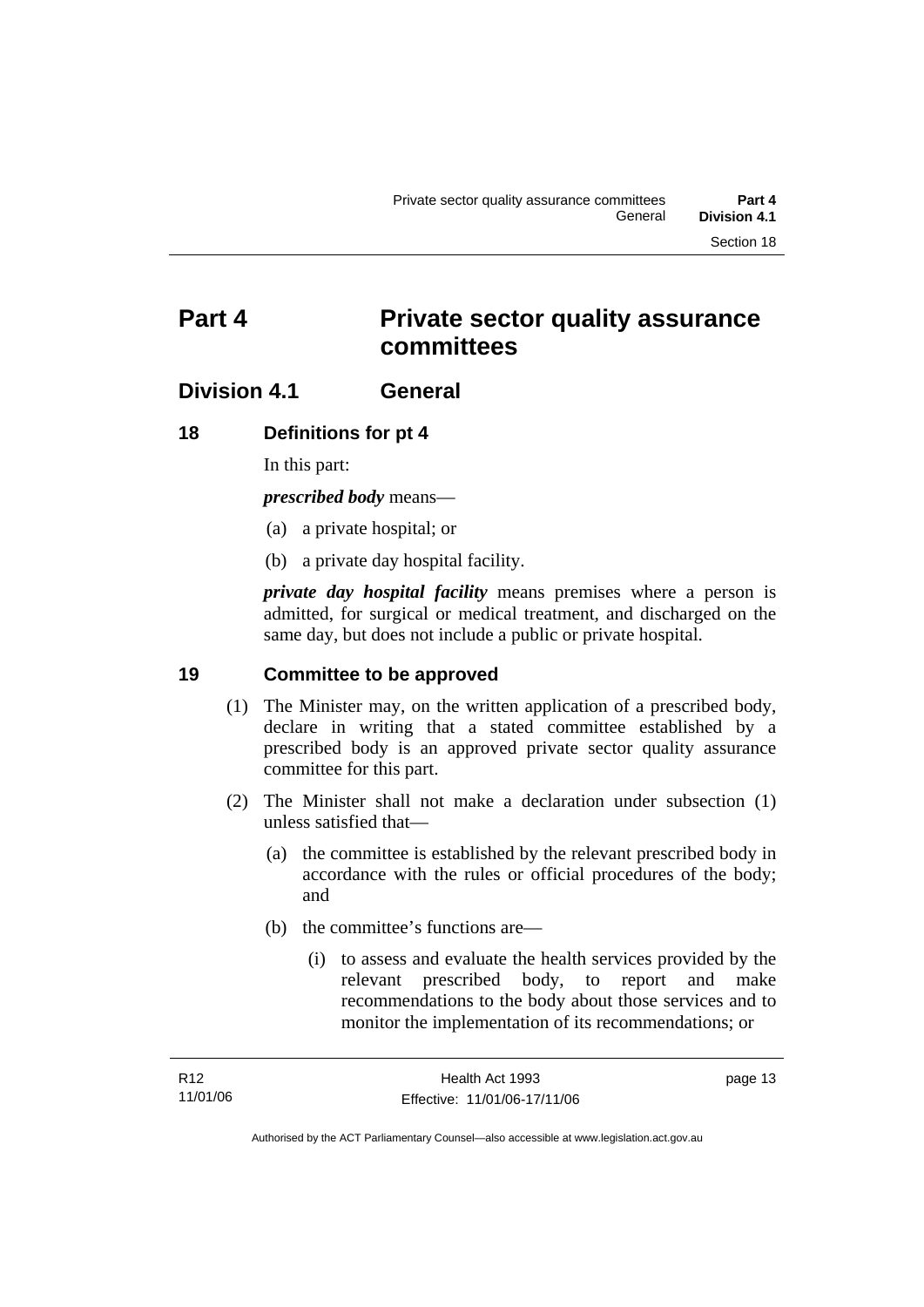# Part 4 Private sector quality assurance committees

## Division 4.1 General

### 18 Definitions for pt 4

In this part:

***prescribed body*** means—

(a) a private hospital; or

(b) a private day hospital facility.

***private day hospital facility*** means premises where a person is admitted, for surgical or medical treatment, and discharged on the same day, but does not include a public or private hospital.

### 19 Committee to be approved

(1) The Minister may, on the written application of a prescribed body, declare in writing that a stated committee established by a prescribed body is an approved private sector quality assurance committee for this part.

(2) The Minister shall not make a declaration under subsection (1) unless satisfied that—

(a) the committee is established by the relevant prescribed body in accordance with the rules or official procedures of the body; and

(b) the committee's functions are—

(i) to assess and evaluate the health services provided by the relevant prescribed body, to report and make recommendations to the body about those services and to monitor the implementation of its recommendations; or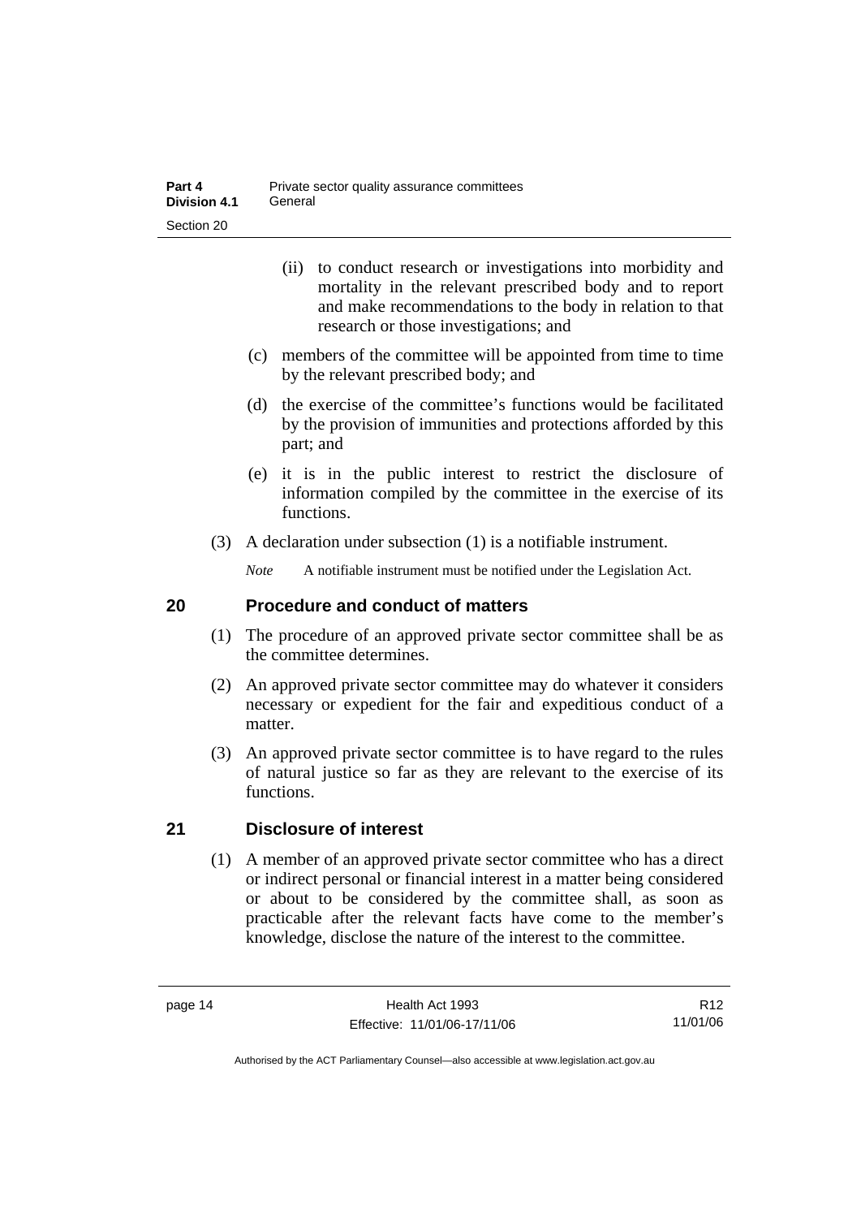(ii) to conduct research or investigations into morbidity and mortality in the relevant prescribed body and to report and make recommendations to the body in relation to that research or those investigations; and

(c) members of the committee will be appointed from time to time by the relevant prescribed body; and

(d) the exercise of the committee's functions would be facilitated by the provision of immunities and protections afforded by this part; and

(e) it is in the public interest to restrict the disclosure of information compiled by the committee in the exercise of its functions.

(3) A declaration under subsection (1) is a notifiable instrument.

*Note* A notifiable instrument must be notified under the Legislation Act.

## 20 Procedure and conduct of matters

(1) The procedure of an approved private sector committee shall be as the committee determines.

(2) An approved private sector committee may do whatever it considers necessary or expedient for the fair and expeditious conduct of a matter.

(3) An approved private sector committee is to have regard to the rules of natural justice so far as they are relevant to the exercise of its functions.

## 21 Disclosure of interest

(1) A member of an approved private sector committee who has a direct or indirect personal or financial interest in a matter being considered or about to be considered by the committee shall, as soon as practicable after the relevant facts have come to the member's knowledge, disclose the nature of the interest to the committee.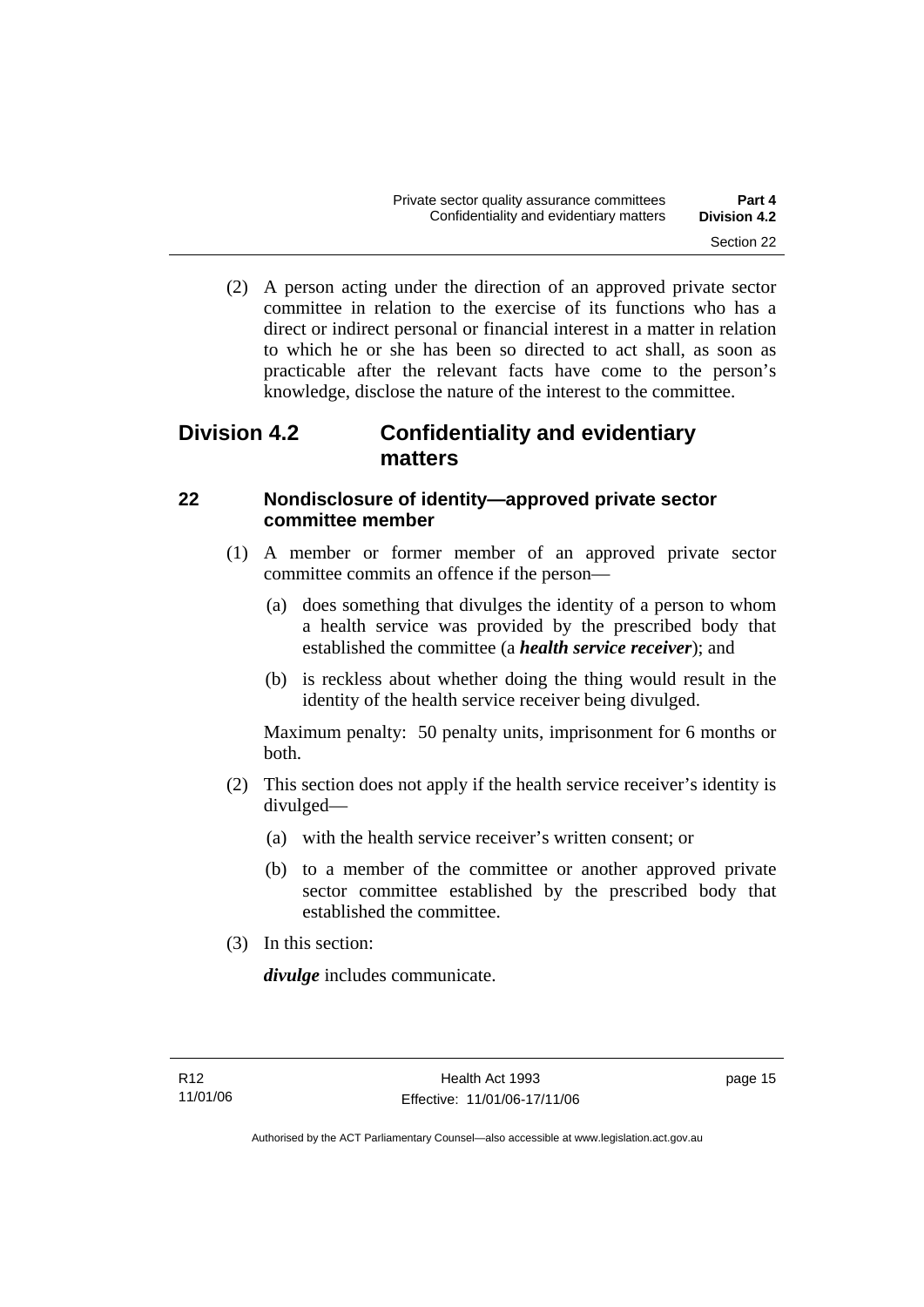(2) A person acting under the direction of an approved private sector committee in relation to the exercise of its functions who has a direct or indirect personal or financial interest in a matter in relation to which he or she has been so directed to act shall, as soon as practicable after the relevant facts have come to the person's knowledge, disclose the nature of the interest to the committee.

## Division 4.2 Confidentiality and evidentiary matters

### 22 Nondisclosure of identity—approved private sector committee member

(1) A member or former member of an approved private sector committee commits an offence if the person—

(a) does something that divulges the identity of a person to whom a health service was provided by the prescribed body that established the committee (a ***health service receiver***); and

(b) is reckless about whether doing the thing would result in the identity of the health service receiver being divulged.

Maximum penalty: 50 penalty units, imprisonment for 6 months or both.

(2) This section does not apply if the health service receiver's identity is divulged—

(a) with the health service receiver's written consent; or

(b) to a member of the committee or another approved private sector committee established by the prescribed body that established the committee.

(3) In this section:

***divulge*** includes communicate.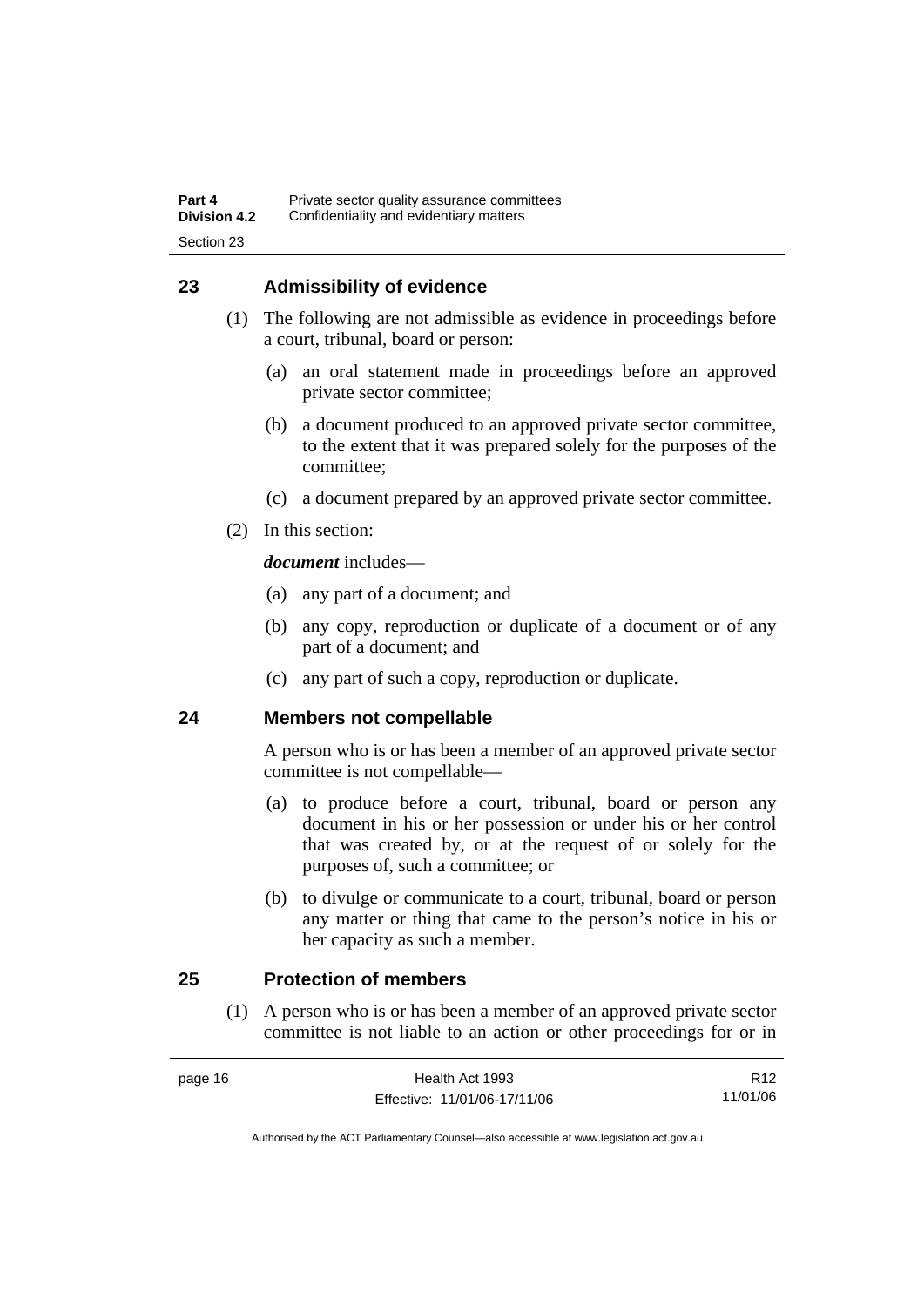## 23 Admissibility of evidence

(1) The following are not admissible as evidence in proceedings before a court, tribunal, board or person:

(a) an oral statement made in proceedings before an approved private sector committee;

(b) a document produced to an approved private sector committee, to the extent that it was prepared solely for the purposes of the committee;

(c) a document prepared by an approved private sector committee.

(2) In this section:

***document*** includes—

(a) any part of a document; and

(b) any copy, reproduction or duplicate of a document or of any part of a document; and

(c) any part of such a copy, reproduction or duplicate.

## 24 Members not compellable

A person who is or has been a member of an approved private sector committee is not compellable—

(a) to produce before a court, tribunal, board or person any document in his or her possession or under his or her control that was created by, or at the request of or solely for the purposes of, such a committee; or

(b) to divulge or communicate to a court, tribunal, board or person any matter or thing that came to the person's notice in his or her capacity as such a member.

## 25 Protection of members

(1) A person who is or has been a member of an approved private sector committee is not liable to an action or other proceedings for or in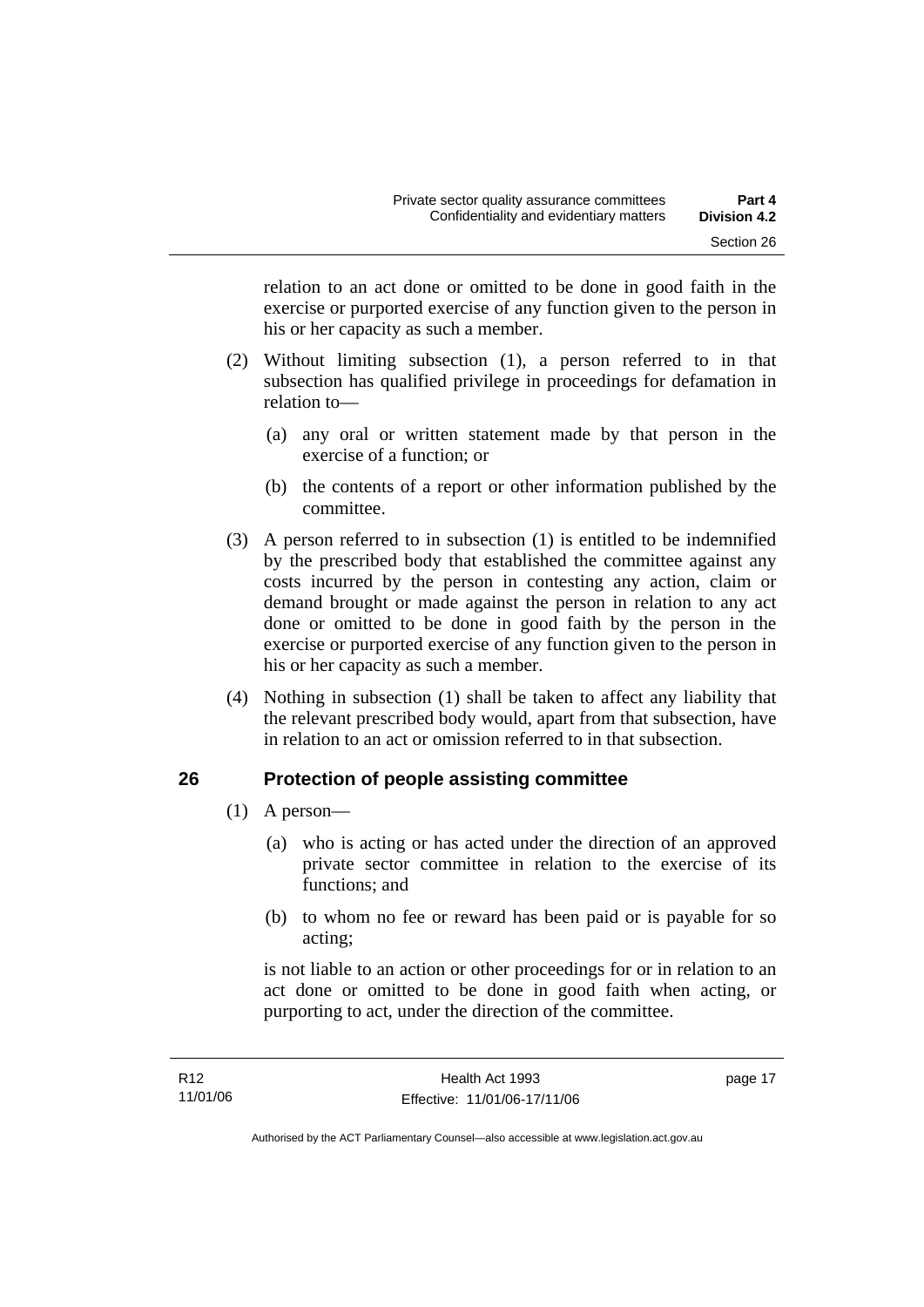relation to an act done or omitted to be done in good faith in the exercise or purported exercise of any function given to the person in his or her capacity as such a member.

(2) Without limiting subsection (1), a person referred to in that subsection has qualified privilege in proceedings for defamation in relation to—

(a) any oral or written statement made by that person in the exercise of a function; or

(b) the contents of a report or other information published by the committee.

(3) A person referred to in subsection (1) is entitled to be indemnified by the prescribed body that established the committee against any costs incurred by the person in contesting any action, claim or demand brought or made against the person in relation to any act done or omitted to be done in good faith by the person in the exercise or purported exercise of any function given to the person in his or her capacity as such a member.

(4) Nothing in subsection (1) shall be taken to affect any liability that the relevant prescribed body would, apart from that subsection, have in relation to an act or omission referred to in that subsection.

## 26 Protection of people assisting committee

(1) A person—

(a) who is acting or has acted under the direction of an approved private sector committee in relation to the exercise of its functions; and

(b) to whom no fee or reward has been paid or is payable for so acting;

is not liable to an action or other proceedings for or in relation to an act done or omitted to be done in good faith when acting, or purporting to act, under the direction of the committee.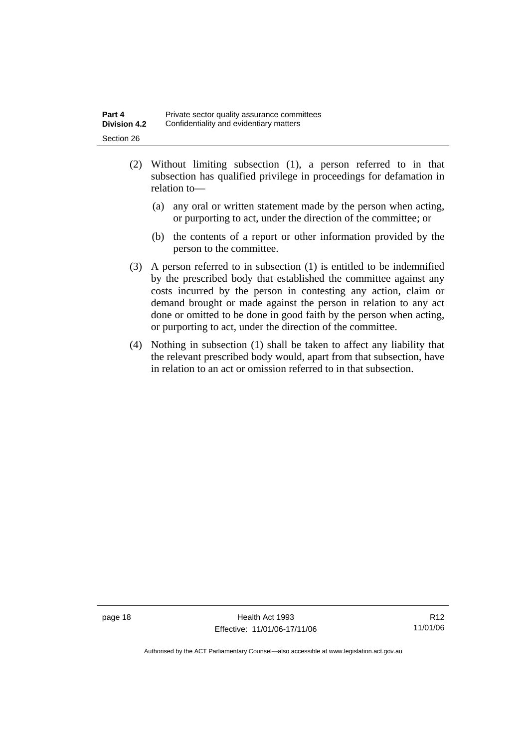(2) Without limiting subsection (1), a person referred to in that subsection has qualified privilege in proceedings for defamation in relation to—

(a) any oral or written statement made by the person when acting, or purporting to act, under the direction of the committee; or

(b) the contents of a report or other information provided by the person to the committee.

(3) A person referred to in subsection (1) is entitled to be indemnified by the prescribed body that established the committee against any costs incurred by the person in contesting any action, claim or demand brought or made against the person in relation to any act done or omitted to be done in good faith by the person when acting, or purporting to act, under the direction of the committee.

(4) Nothing in subsection (1) shall be taken to affect any liability that the relevant prescribed body would, apart from that subsection, have in relation to an act or omission referred to in that subsection.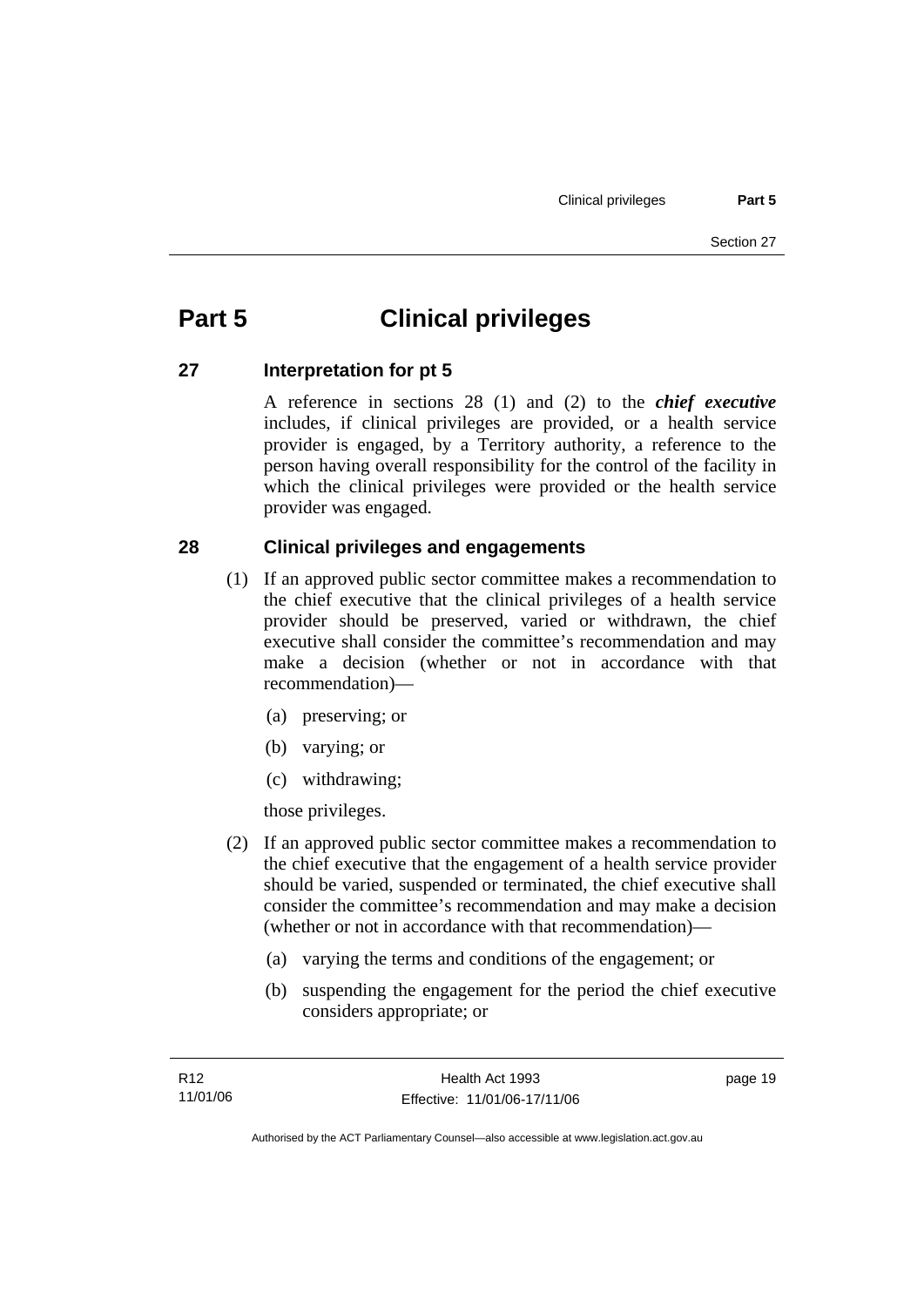# Part 5 Clinical privileges

## 27 Interpretation for pt 5

A reference in sections 28 (1) and (2) to the ***chief executive*** includes, if clinical privileges are provided, or a health service provider is engaged, by a Territory authority, a reference to the person having overall responsibility for the control of the facility in which the clinical privileges were provided or the health service provider was engaged.

## 28 Clinical privileges and engagements

(1) If an approved public sector committee makes a recommendation to the chief executive that the clinical privileges of a health service provider should be preserved, varied or withdrawn, the chief executive shall consider the committee's recommendation and may make a decision (whether or not in accordance with that recommendation)—

(a) preserving; or

(b) varying; or

(c) withdrawing;

those privileges.

(2) If an approved public sector committee makes a recommendation to the chief executive that the engagement of a health service provider should be varied, suspended or terminated, the chief executive shall consider the committee's recommendation and may make a decision (whether or not in accordance with that recommendation)—

(a) varying the terms and conditions of the engagement; or

(b) suspending the engagement for the period the chief executive considers appropriate; or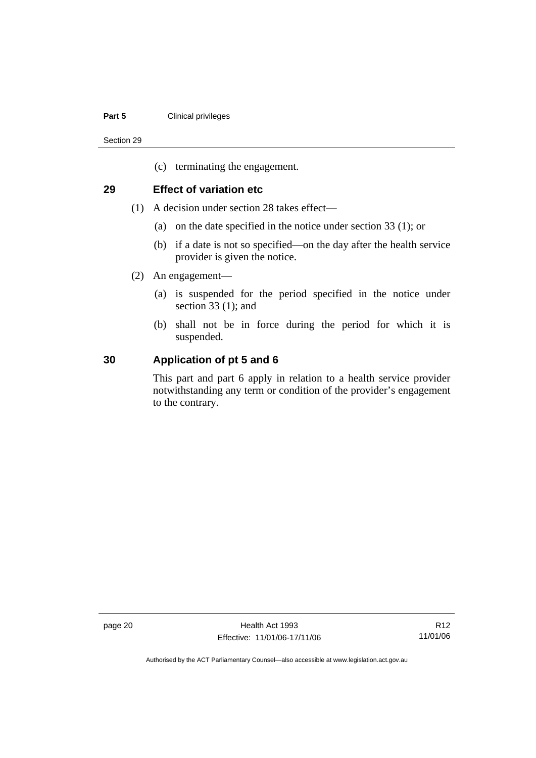(c) terminating the engagement.

## 29 Effect of variation etc

(1) A decision under section 28 takes effect—

(a) on the date specified in the notice under section 33 (1); or

(b) if a date is not so specified—on the day after the health service provider is given the notice.

(2) An engagement—

(a) is suspended for the period specified in the notice under section 33 (1); and

(b) shall not be in force during the period for which it is suspended.

## 30 Application of pt 5 and 6

This part and part 6 apply in relation to a health service provider notwithstanding any term or condition of the provider's engagement to the contrary.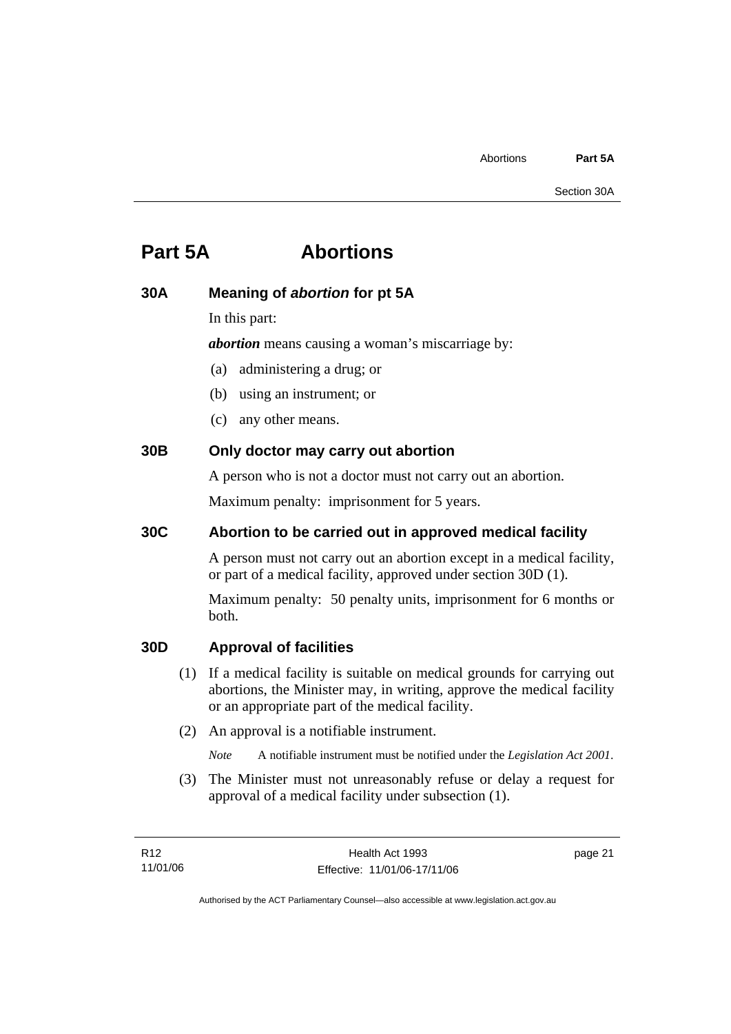# Part 5A Abortions

## 30A Meaning of *abortion* for pt 5A

In this part:

***abortion*** means causing a woman's miscarriage by:

(a) administering a drug; or

(b) using an instrument; or

(c) any other means.

## 30B Only doctor may carry out abortion

A person who is not a doctor must not carry out an abortion.

Maximum penalty: imprisonment for 5 years.

## 30C Abortion to be carried out in approved medical facility

A person must not carry out an abortion except in a medical facility, or part of a medical facility, approved under section 30D (1).

Maximum penalty: 50 penalty units, imprisonment for 6 months or both.

## 30D Approval of facilities

(1) If a medical facility is suitable on medical grounds for carrying out abortions, the Minister may, in writing, approve the medical facility or an appropriate part of the medical facility.

(2) An approval is a notifiable instrument.

*Note* A notifiable instrument must be notified under the *Legislation Act 2001*.

(3) The Minister must not unreasonably refuse or delay a request for approval of a medical facility under subsection (1).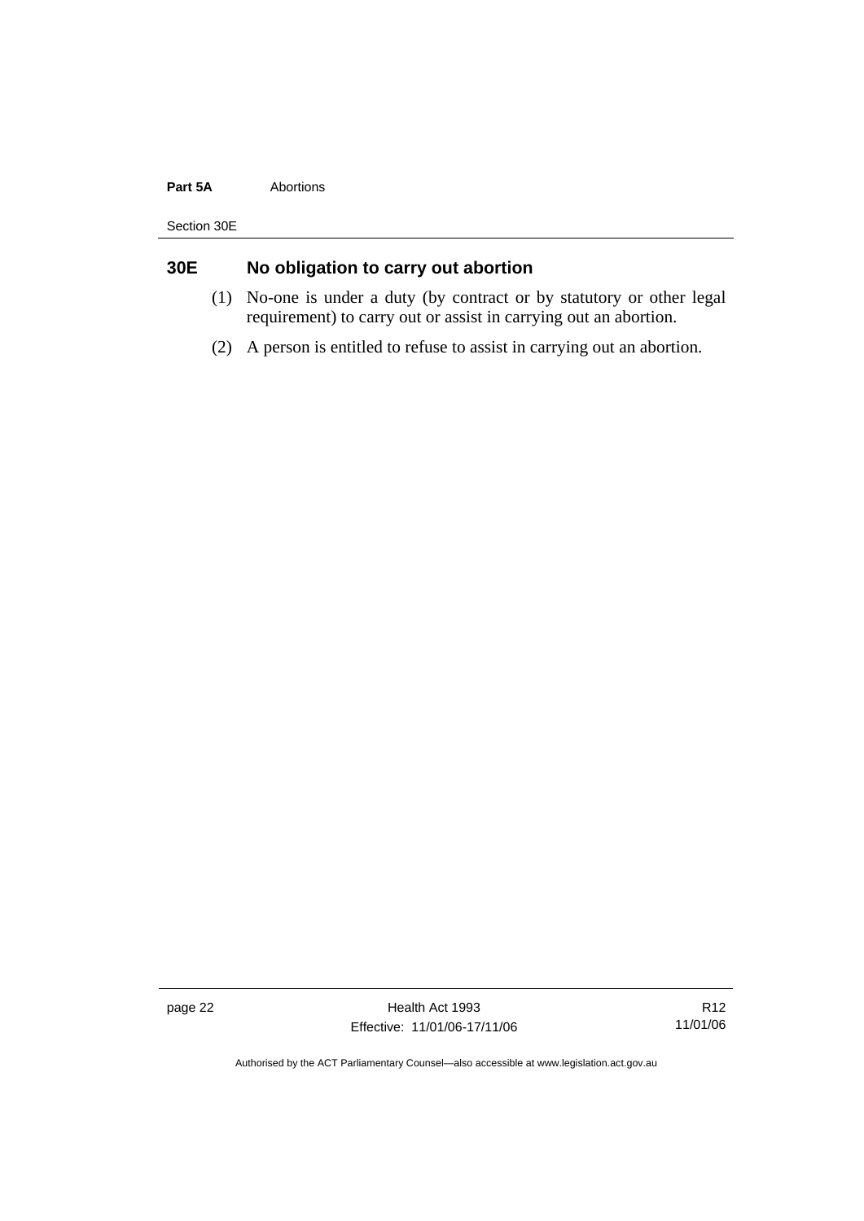## 30E No obligation to carry out abortion

(1) No-one is under a duty (by contract or by statutory or other legal requirement) to carry out or assist in carrying out an abortion.

(2) A person is entitled to refuse to assist in carrying out an abortion.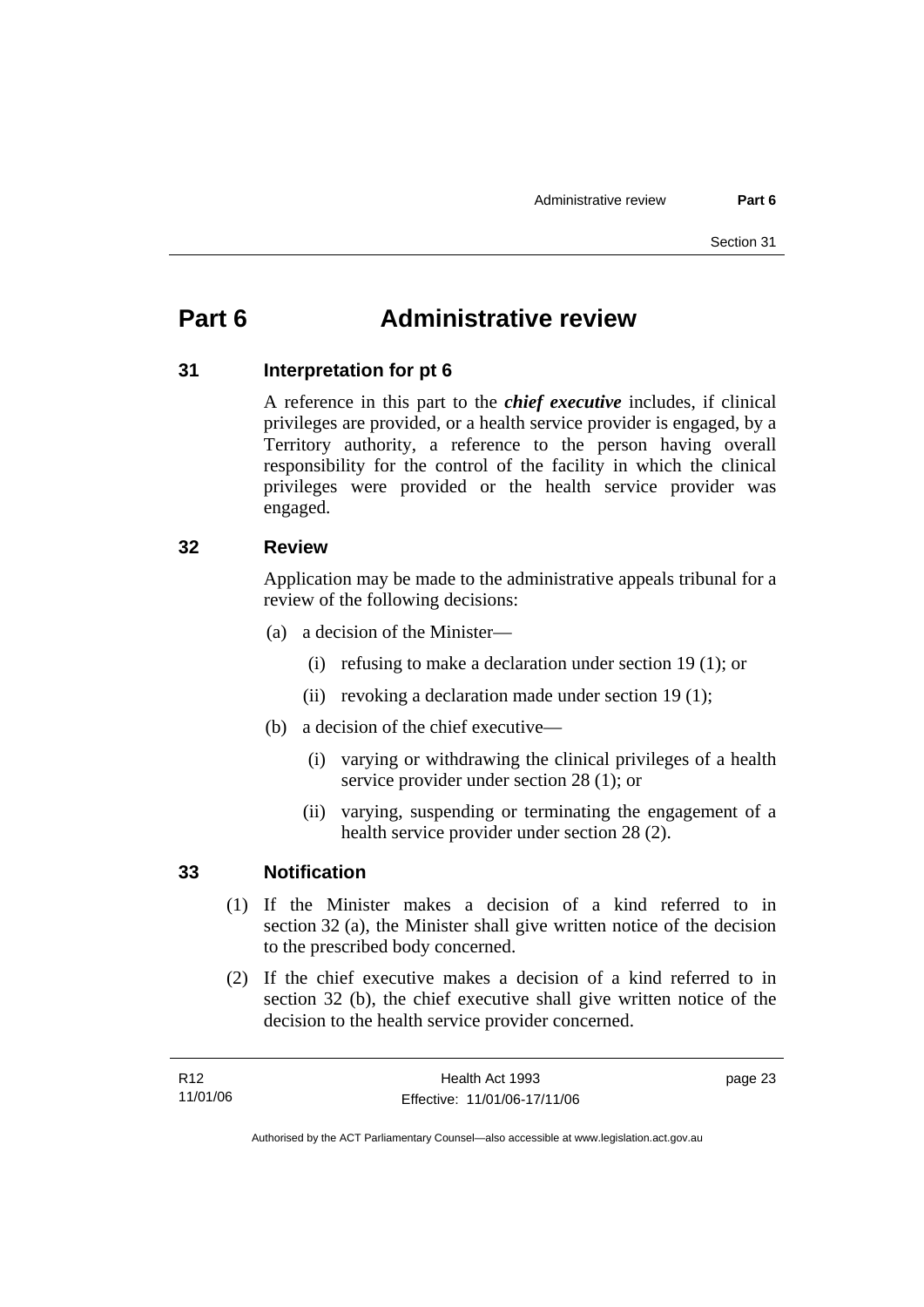# Part 6 Administrative review

## 31 Interpretation for pt 6

A reference in this part to the ***chief executive*** includes, if clinical privileges are provided, or a health service provider is engaged, by a Territory authority, a reference to the person having overall responsibility for the control of the facility in which the clinical privileges were provided or the health service provider was engaged.

## 32 Review

Application may be made to the administrative appeals tribunal for a review of the following decisions:

(a) a decision of the Minister—

(i) refusing to make a declaration under section 19 (1); or

(ii) revoking a declaration made under section 19 (1);

(b) a decision of the chief executive—

(i) varying or withdrawing the clinical privileges of a health service provider under section 28 (1); or

(ii) varying, suspending or terminating the engagement of a health service provider under section 28 (2).

## 33 Notification

(1) If the Minister makes a decision of a kind referred to in section 32 (a), the Minister shall give written notice of the decision to the prescribed body concerned.

(2) If the chief executive makes a decision of a kind referred to in section 32 (b), the chief executive shall give written notice of the decision to the health service provider concerned.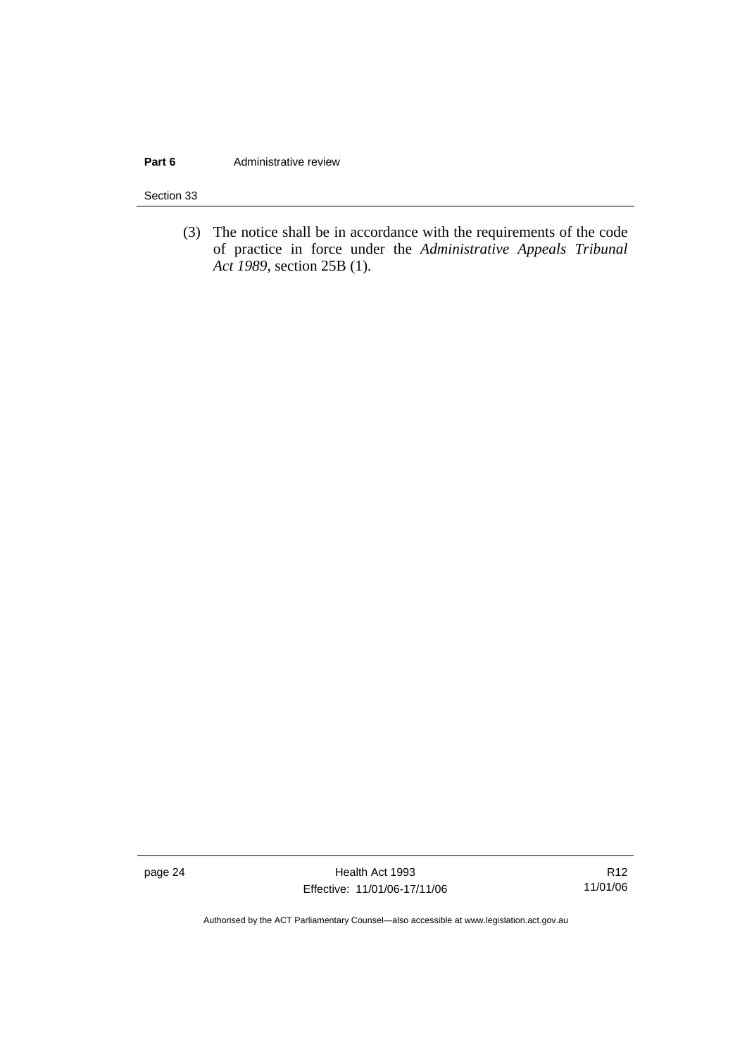(3) The notice shall be in accordance with the requirements of the code of practice in force under the *Administrative Appeals Tribunal Act 1989*, section 25B (1).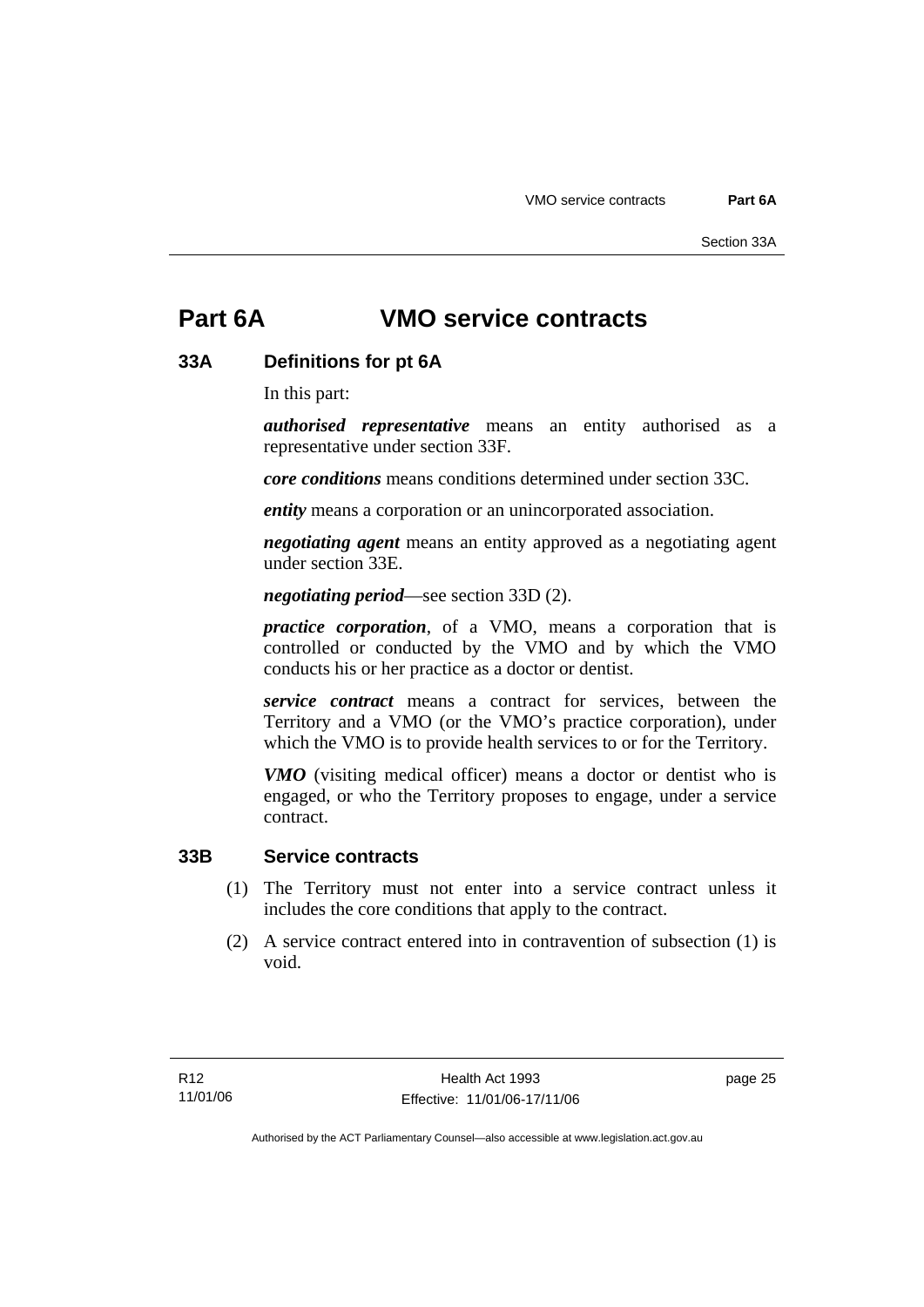# Part 6A VMO service contracts

## 33A Definitions for pt 6A

In this part:

***authorised representative*** means an entity authorised as a representative under section 33F.

***core conditions*** means conditions determined under section 33C.

***entity*** means a corporation or an unincorporated association.

***negotiating agent*** means an entity approved as a negotiating agent under section 33E.

***negotiating period***—see section 33D (2).

***practice corporation***, of a VMO, means a corporation that is controlled or conducted by the VMO and by which the VMO conducts his or her practice as a doctor or dentist.

***service contract*** means a contract for services, between the Territory and a VMO (or the VMO's practice corporation), under which the VMO is to provide health services to or for the Territory.

***VMO*** (visiting medical officer) means a doctor or dentist who is engaged, or who the Territory proposes to engage, under a service contract.

## 33B Service contracts

(1) The Territory must not enter into a service contract unless it includes the core conditions that apply to the contract.

(2) A service contract entered into in contravention of subsection (1) is void.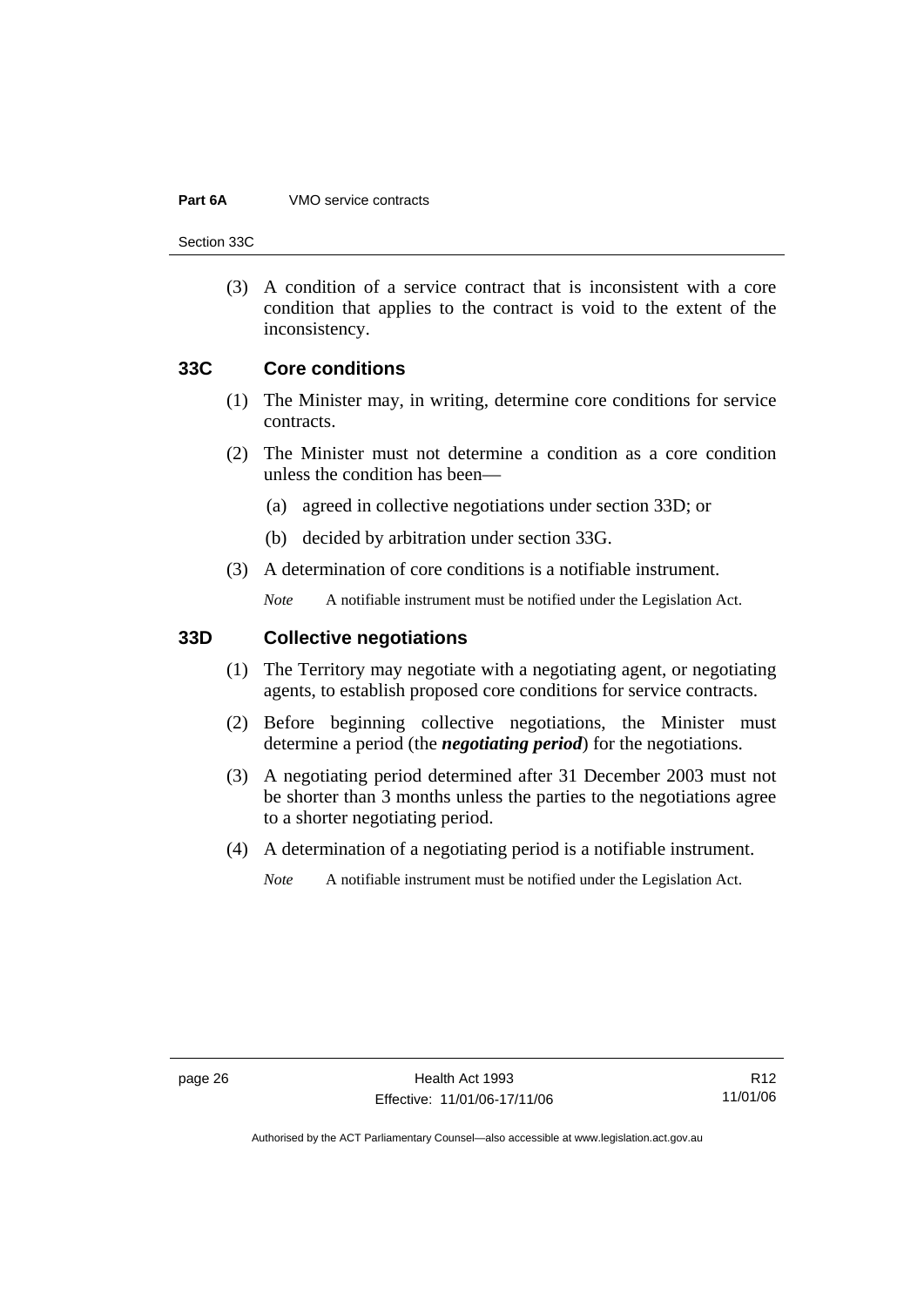(3) A condition of a service contract that is inconsistent with a core condition that applies to the contract is void to the extent of the inconsistency.

### 33C Core conditions

(1) The Minister may, in writing, determine core conditions for service contracts.

(2) The Minister must not determine a condition as a core condition unless the condition has been—

(a) agreed in collective negotiations under section 33D; or

(b) decided by arbitration under section 33G.

(3) A determination of core conditions is a notifiable instrument.

*Note* A notifiable instrument must be notified under the Legislation Act.

### 33D Collective negotiations

(1) The Territory may negotiate with a negotiating agent, or negotiating agents, to establish proposed core conditions for service contracts.

(2) Before beginning collective negotiations, the Minister must determine a period (the ***negotiating period***) for the negotiations.

(3) A negotiating period determined after 31 December 2003 must not be shorter than 3 months unless the parties to the negotiations agree to a shorter negotiating period.

(4) A determination of a negotiating period is a notifiable instrument.

*Note* A notifiable instrument must be notified under the Legislation Act.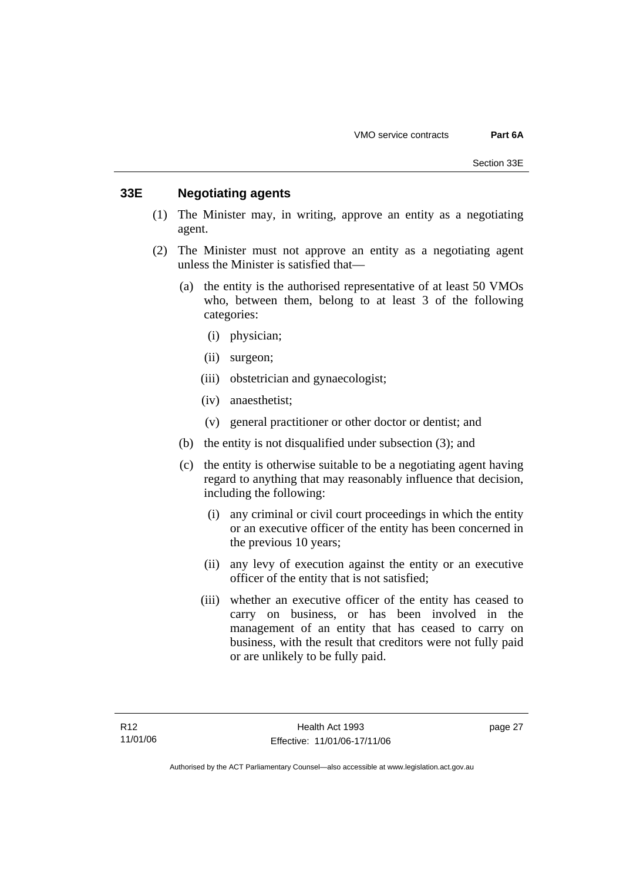## 33E Negotiating agents

(1) The Minister may, in writing, approve an entity as a negotiating agent.

(2) The Minister must not approve an entity as a negotiating agent unless the Minister is satisfied that—

(a) the entity is the authorised representative of at least 50 VMOs who, between them, belong to at least 3 of the following categories:

(i) physician;

(ii) surgeon;

(iii) obstetrician and gynaecologist;

(iv) anaesthetist;

(v) general practitioner or other doctor or dentist; and

(b) the entity is not disqualified under subsection (3); and

(c) the entity is otherwise suitable to be a negotiating agent having regard to anything that may reasonably influence that decision, including the following:

(i) any criminal or civil court proceedings in which the entity or an executive officer of the entity has been concerned in the previous 10 years;

(ii) any levy of execution against the entity or an executive officer of the entity that is not satisfied;

(iii) whether an executive officer of the entity has ceased to carry on business, or has been involved in the management of an entity that has ceased to carry on business, with the result that creditors were not fully paid or are unlikely to be fully paid.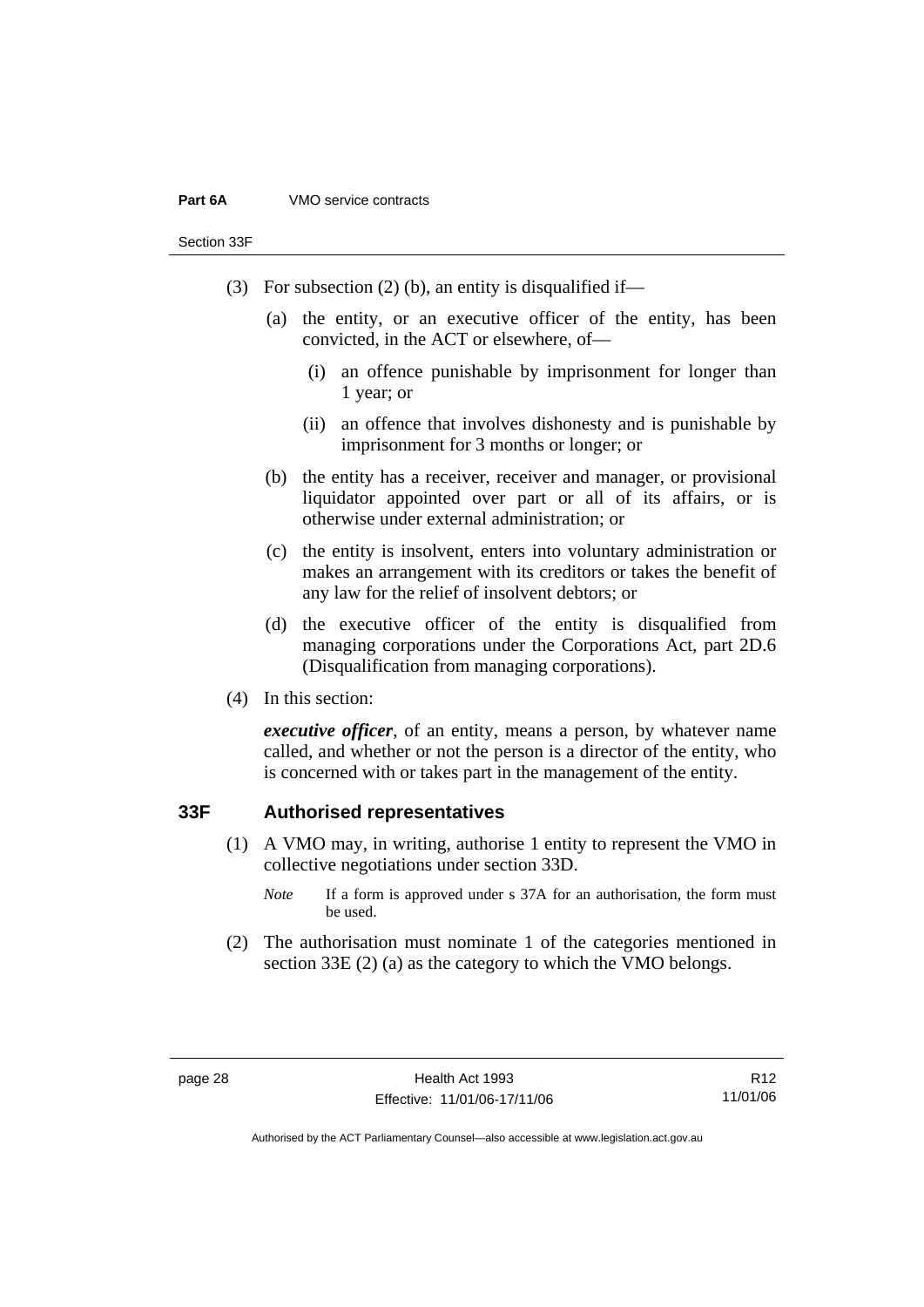(3) For subsection (2) (b), an entity is disqualified if—

(a) the entity, or an executive officer of the entity, has been convicted, in the ACT or elsewhere, of—

(i) an offence punishable by imprisonment for longer than 1 year; or

(ii) an offence that involves dishonesty and is punishable by imprisonment for 3 months or longer; or

(b) the entity has a receiver, receiver and manager, or provisional liquidator appointed over part or all of its affairs, or is otherwise under external administration; or

(c) the entity is insolvent, enters into voluntary administration or makes an arrangement with its creditors or takes the benefit of any law for the relief of insolvent debtors; or

(d) the executive officer of the entity is disqualified from managing corporations under the Corporations Act, part 2D.6 (Disqualification from managing corporations).

(4) In this section:

***executive officer***, of an entity, means a person, by whatever name called, and whether or not the person is a director of the entity, who is concerned with or takes part in the management of the entity.

## 33F Authorised representatives

(1) A VMO may, in writing, authorise 1 entity to represent the VMO in collective negotiations under section 33D.

*Note* If a form is approved under s 37A for an authorisation, the form must be used.

(2) The authorisation must nominate 1 of the categories mentioned in section 33E (2) (a) as the category to which the VMO belongs.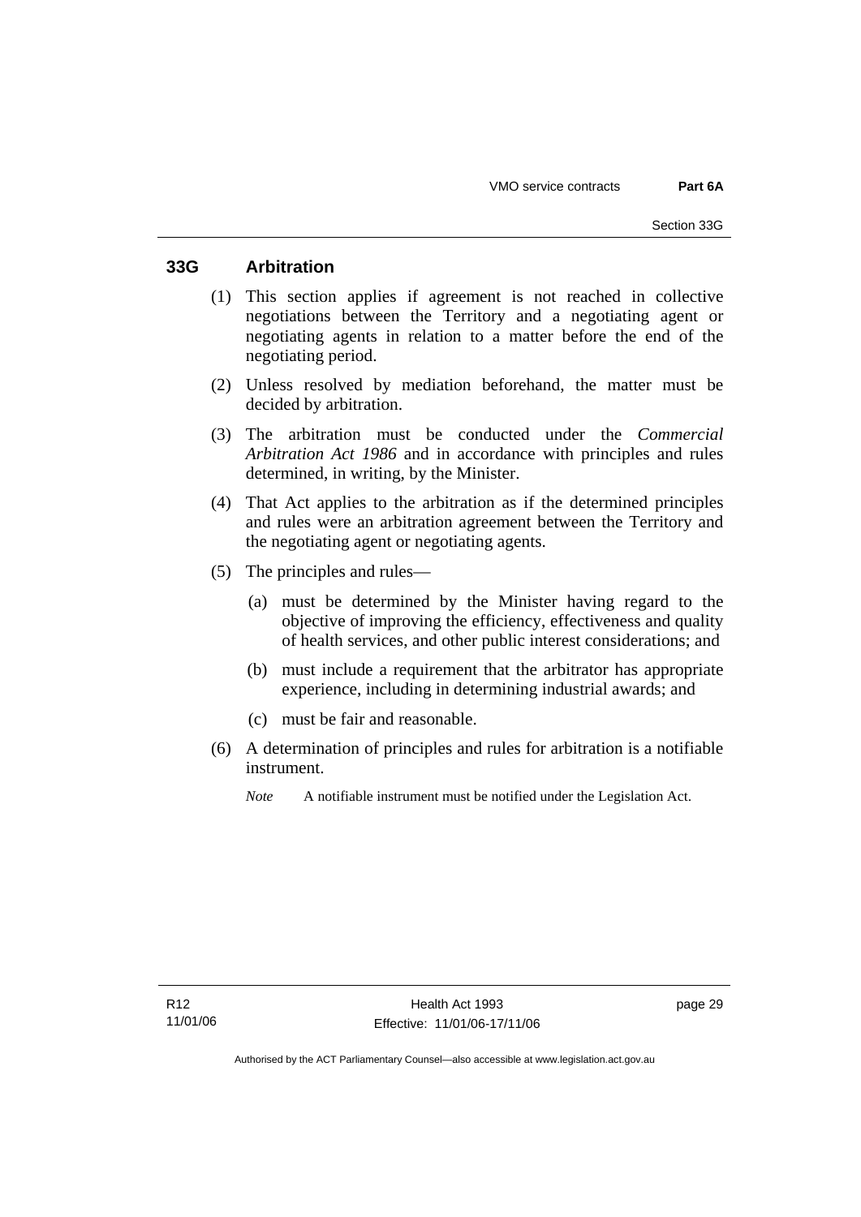## 33G Arbitration

(1) This section applies if agreement is not reached in collective negotiations between the Territory and a negotiating agent or negotiating agents in relation to a matter before the end of the negotiating period.

(2) Unless resolved by mediation beforehand, the matter must be decided by arbitration.

(3) The arbitration must be conducted under the *Commercial Arbitration Act 1986* and in accordance with principles and rules determined, in writing, by the Minister.

(4) That Act applies to the arbitration as if the determined principles and rules were an arbitration agreement between the Territory and the negotiating agent or negotiating agents.

(5) The principles and rules—

(a) must be determined by the Minister having regard to the objective of improving the efficiency, effectiveness and quality of health services, and other public interest considerations; and

(b) must include a requirement that the arbitrator has appropriate experience, including in determining industrial awards; and

(c) must be fair and reasonable.

(6) A determination of principles and rules for arbitration is a notifiable instrument.

*Note* A notifiable instrument must be notified under the Legislation Act.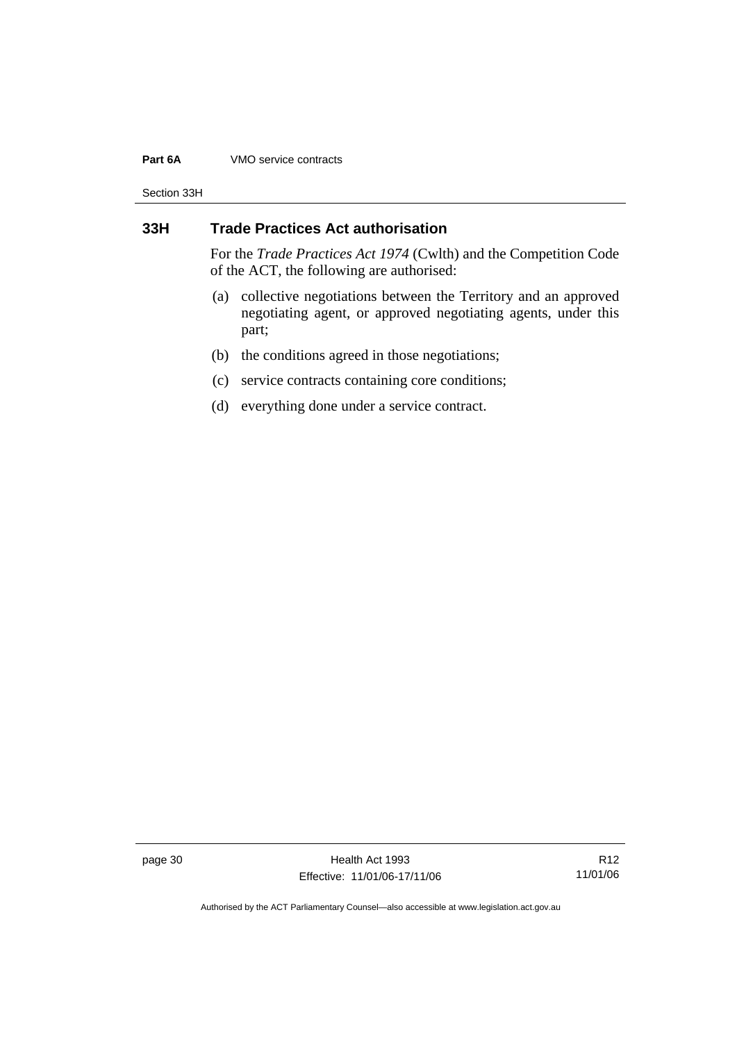## 33H Trade Practices Act authorisation

For the *Trade Practices Act 1974* (Cwlth) and the Competition Code of the ACT, the following are authorised:

(a) collective negotiations between the Territory and an approved negotiating agent, or approved negotiating agents, under this part;

(b) the conditions agreed in those negotiations;

(c) service contracts containing core conditions;

(d) everything done under a service contract.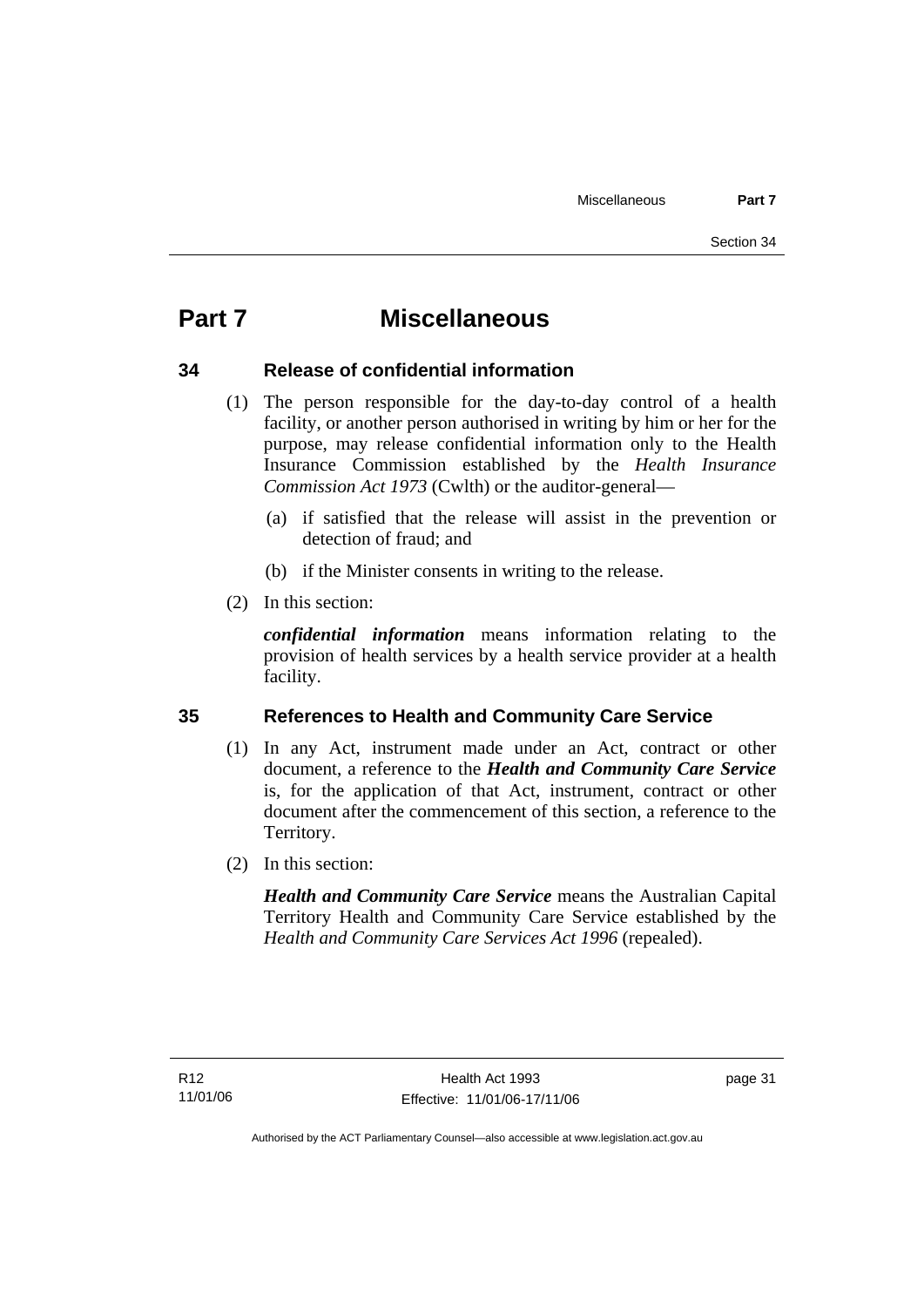# Part 7 Miscellaneous

## 34 Release of confidential information

(1) The person responsible for the day-to-day control of a health facility, or another person authorised in writing by him or her for the purpose, may release confidential information only to the Health Insurance Commission established by the *Health Insurance Commission Act 1973* (Cwlth) or the auditor-general—

(a) if satisfied that the release will assist in the prevention or detection of fraud; and

(b) if the Minister consents in writing to the release.

(2) In this section:

***confidential information*** means information relating to the provision of health services by a health service provider at a health facility.

## 35 References to Health and Community Care Service

(1) In any Act, instrument made under an Act, contract or other document, a reference to the ***Health and Community Care Service*** is, for the application of that Act, instrument, contract or other document after the commencement of this section, a reference to the Territory.

(2) In this section:

***Health and Community Care Service*** means the Australian Capital Territory Health and Community Care Service established by the *Health and Community Care Services Act 1996* (repealed).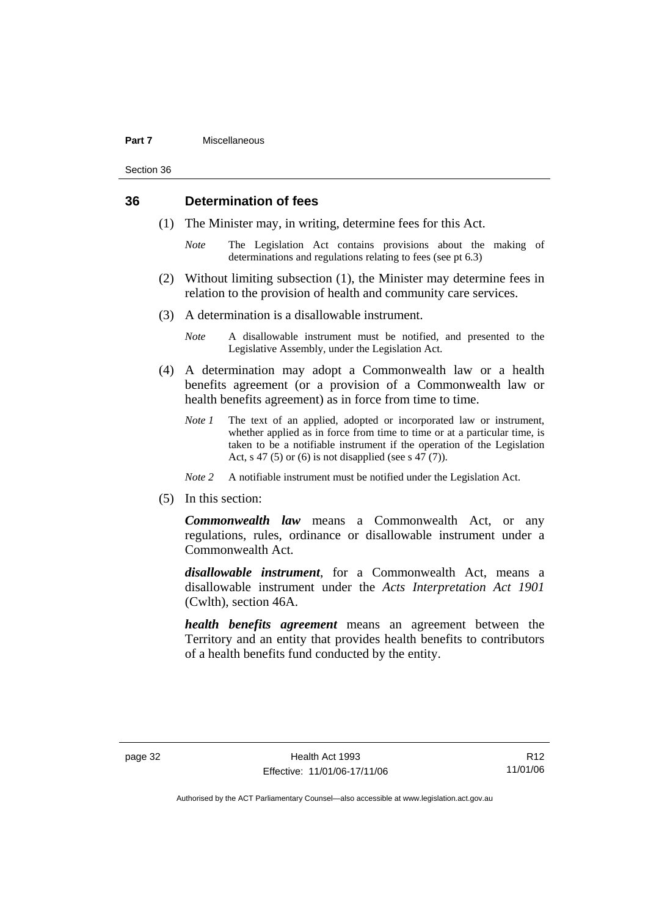## 36 Determination of fees

(1) The Minister may, in writing, determine fees for this Act.

*Note* The Legislation Act contains provisions about the making of determinations and regulations relating to fees (see pt 6.3)

(2) Without limiting subsection (1), the Minister may determine fees in relation to the provision of health and community care services.

(3) A determination is a disallowable instrument.

*Note* A disallowable instrument must be notified, and presented to the Legislative Assembly, under the Legislation Act.

(4) A determination may adopt a Commonwealth law or a health benefits agreement (or a provision of a Commonwealth law or health benefits agreement) as in force from time to time.

*Note 1* The text of an applied, adopted or incorporated law or instrument, whether applied as in force from time to time or at a particular time, is taken to be a notifiable instrument if the operation of the Legislation Act, s 47 (5) or (6) is not disapplied (see s 47 (7)).

*Note 2* A notifiable instrument must be notified under the Legislation Act.

(5) In this section:

***Commonwealth law*** means a Commonwealth Act, or any regulations, rules, ordinance or disallowable instrument under a Commonwealth Act.

***disallowable instrument***, for a Commonwealth Act, means a disallowable instrument under the *Acts Interpretation Act 1901* (Cwlth), section 46A.

***health benefits agreement*** means an agreement between the Territory and an entity that provides health benefits to contributors of a health benefits fund conducted by the entity.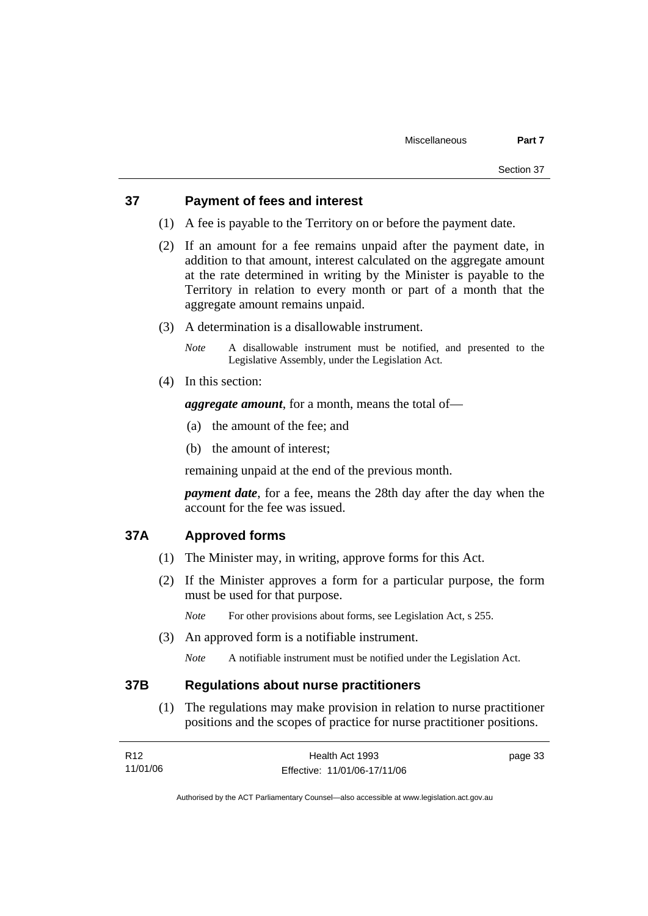## 37 Payment of fees and interest

(1) A fee is payable to the Territory on or before the payment date.

(2) If an amount for a fee remains unpaid after the payment date, in addition to that amount, interest calculated on the aggregate amount at the rate determined in writing by the Minister is payable to the Territory in relation to every month or part of a month that the aggregate amount remains unpaid.

(3) A determination is a disallowable instrument.

*Note* A disallowable instrument must be notified, and presented to the Legislative Assembly, under the Legislation Act.

(4) In this section:

***aggregate amount***, for a month, means the total of—

(a) the amount of the fee; and

(b) the amount of interest;

remaining unpaid at the end of the previous month.

***payment date***, for a fee, means the 28th day after the day when the account for the fee was issued.

## 37A Approved forms

(1) The Minister may, in writing, approve forms for this Act.

(2) If the Minister approves a form for a particular purpose, the form must be used for that purpose.

*Note* For other provisions about forms, see Legislation Act, s 255.

(3) An approved form is a notifiable instrument.

*Note* A notifiable instrument must be notified under the Legislation Act.

## 37B Regulations about nurse practitioners

(1) The regulations may make provision in relation to nurse practitioner positions and the scopes of practice for nurse practitioner positions.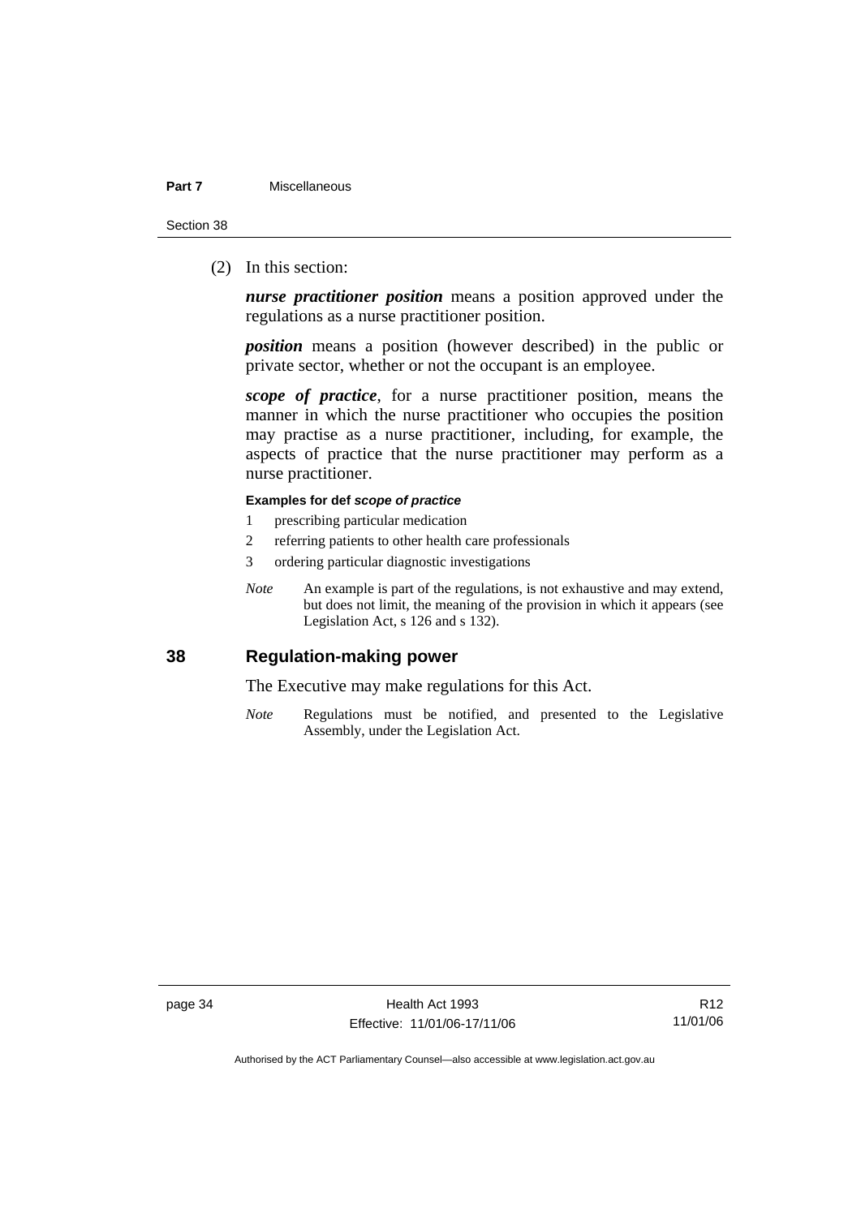(2) In this section:

***nurse practitioner position*** means a position approved under the regulations as a nurse practitioner position.

***position*** means a position (however described) in the public or private sector, whether or not the occupant is an employee.

***scope of practice***, for a nurse practitioner position, means the manner in which the nurse practitioner who occupies the position may practise as a nurse practitioner, including, for example, the aspects of practice that the nurse practitioner may perform as a nurse practitioner.

**Examples for def *scope of practice***

1 prescribing particular medication
2 referring patients to other health care professionals
3 ordering particular diagnostic investigations

*Note* An example is part of the regulations, is not exhaustive and may extend, but does not limit, the meaning of the provision in which it appears (see Legislation Act, s 126 and s 132).

## 38 Regulation-making power

The Executive may make regulations for this Act.

*Note* Regulations must be notified, and presented to the Legislative Assembly, under the Legislation Act.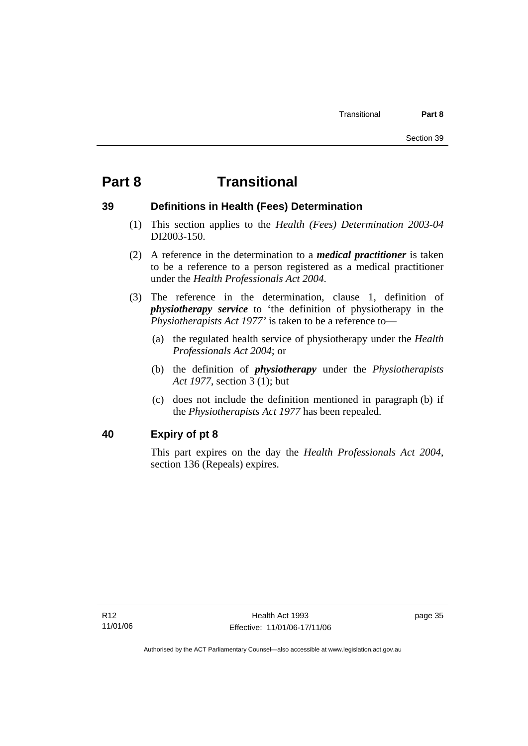# Part 8 Transitional

## 39 Definitions in Health (Fees) Determination

(1) This section applies to the *Health (Fees) Determination 2003-04* DI2003-150.

(2) A reference in the determination to a ***medical practitioner*** is taken to be a reference to a person registered as a medical practitioner under the *Health Professionals Act 2004*.

(3) The reference in the determination, clause 1, definition of ***physiotherapy service*** to 'the definition of physiotherapy in the *Physiotherapists Act 1977'* is taken to be a reference to—

(a) the regulated health service of physiotherapy under the *Health Professionals Act 2004*; or

(b) the definition of ***physiotherapy*** under the *Physiotherapists Act 1977*, section 3 (1); but

(c) does not include the definition mentioned in paragraph (b) if the *Physiotherapists Act 1977* has been repealed.

## 40 Expiry of pt 8

This part expires on the day the *Health Professionals Act 2004*, section 136 (Repeals) expires.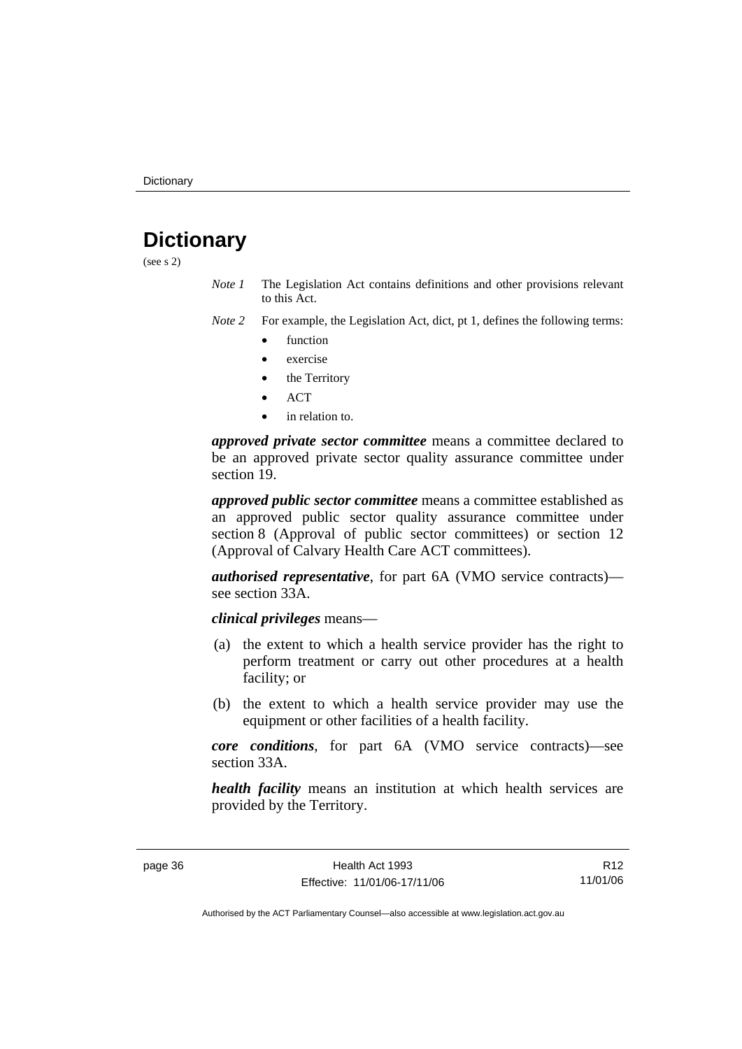# Dictionary

(see s 2)

*Note 1* The Legislation Act contains definitions and other provisions relevant to this Act.

*Note 2* For example, the Legislation Act, dict, pt 1, defines the following terms:

- function
- exercise
- the Territory
- ACT
- in relation to.

***approved private sector committee*** means a committee declared to be an approved private sector quality assurance committee under section 19.

***approved public sector committee*** means a committee established as an approved public sector quality assurance committee under section 8 (Approval of public sector committees) or section 12 (Approval of Calvary Health Care ACT committees).

***authorised representative***, for part 6A (VMO service contracts)—see section 33A.

***clinical privileges*** means—

(a) the extent to which a health service provider has the right to perform treatment or carry out other procedures at a health facility; or

(b) the extent to which a health service provider may use the equipment or other facilities of a health facility.

***core conditions***, for part 6A (VMO service contracts)—see section 33A.

***health facility*** means an institution at which health services are provided by the Territory.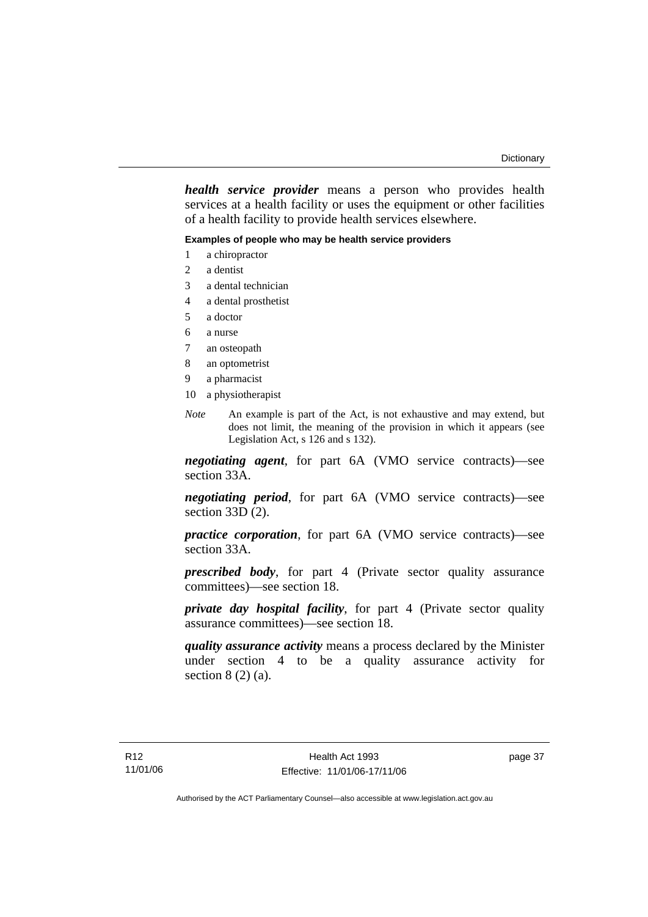***health service provider*** means a person who provides health services at a health facility or uses the equipment or other facilities of a health facility to provide health services elsewhere.

**Examples of people who may be health service providers**

1 a chiropractor
2 a dentist
3 a dental technician
4 a dental prosthetist
5 a doctor
6 a nurse
7 an osteopath
8 an optometrist
9 a pharmacist
10 a physiotherapist

*Note* An example is part of the Act, is not exhaustive and may extend, but does not limit, the meaning of the provision in which it appears (see Legislation Act, s 126 and s 132).

***negotiating agent***, for part 6A (VMO service contracts)—see section 33A.

***negotiating period***, for part 6A (VMO service contracts)—see section 33D (2).

***practice corporation***, for part 6A (VMO service contracts)—see section 33A.

***prescribed body***, for part 4 (Private sector quality assurance committees)—see section 18.

***private day hospital facility***, for part 4 (Private sector quality assurance committees)—see section 18.

***quality assurance activity*** means a process declared by the Minister under section 4 to be a quality assurance activity for section 8 (2) (a).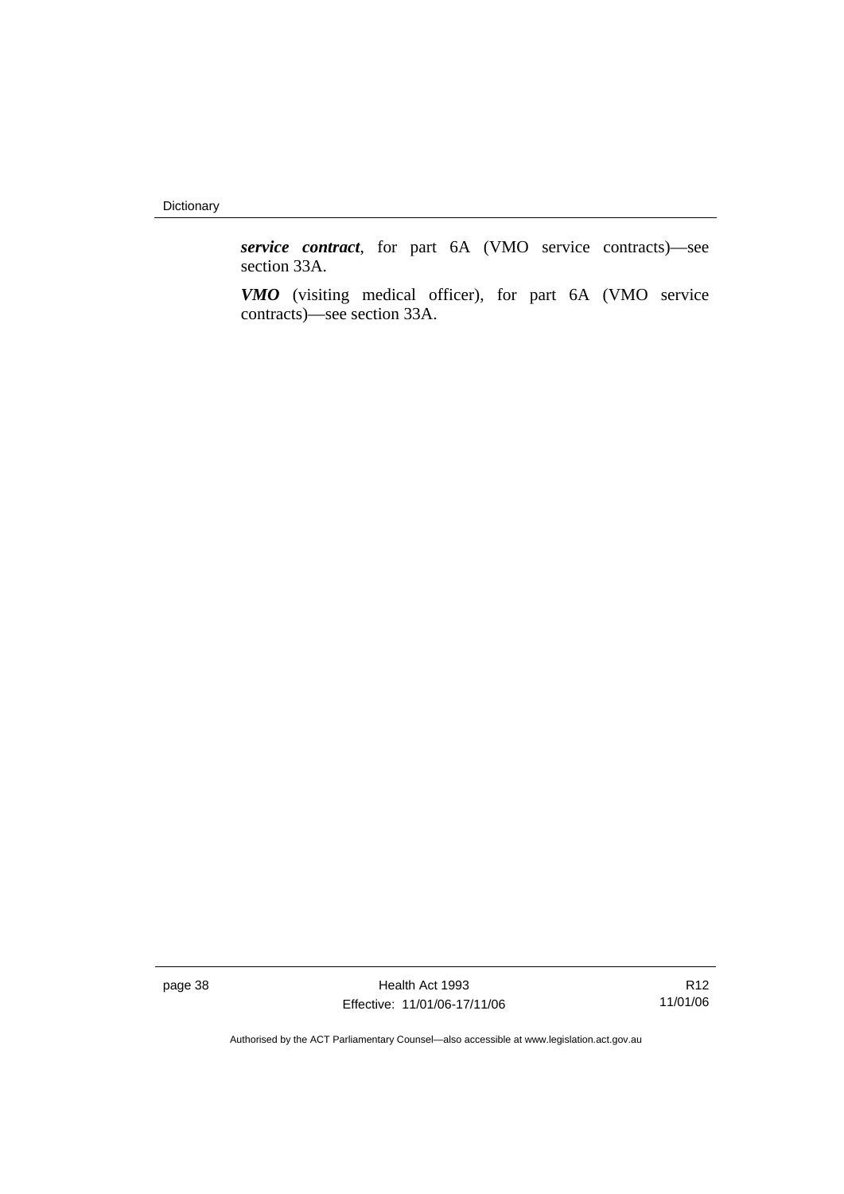***service contract***, for part 6A (VMO service contracts)—see section 33A.

***VMO*** (visiting medical officer), for part 6A (VMO service contracts)—see section 33A.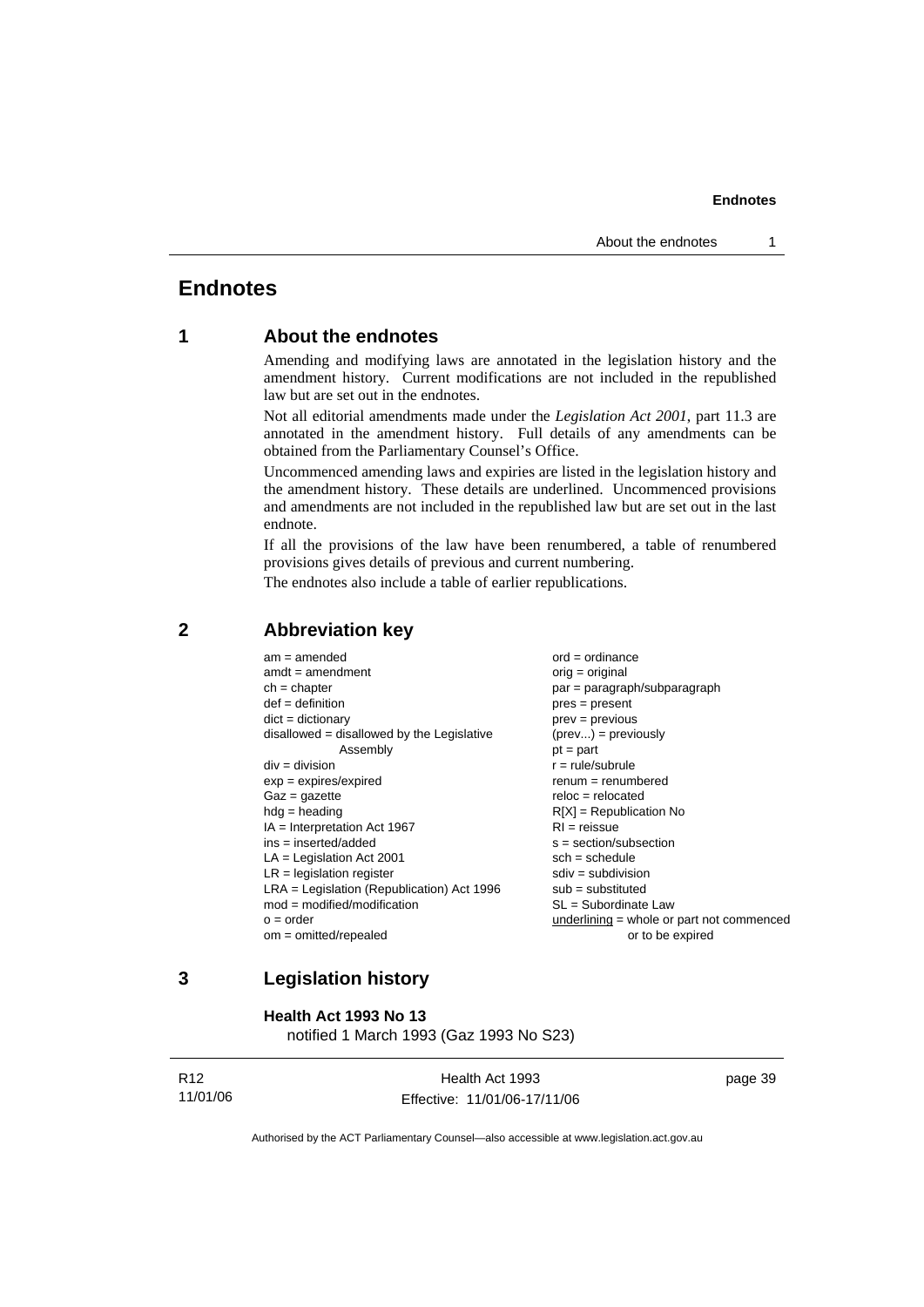# Endnotes

## 1 About the endnotes

Amending and modifying laws are annotated in the legislation history and the amendment history. Current modifications are not included in the republished law but are set out in the endnotes.

Not all editorial amendments made under the *Legislation Act 2001*, part 11.3 are annotated in the amendment history. Full details of any amendments can be obtained from the Parliamentary Counsel's Office.

Uncommenced amending laws and expiries are listed in the legislation history and the amendment history. These details are underlined. Uncommenced provisions and amendments are not included in the republished law but are set out in the last endnote.

If all the provisions of the law have been renumbered, a table of renumbered provisions gives details of previous and current numbering.

The endnotes also include a table of earlier republications.

## 2 Abbreviation key

| | |
|---|---|
| am = amended | ord = ordinance |
| amdt = amendment | orig = original |
| ch = chapter | par = paragraph/subparagraph |
| def = definition | pres = present |
| dict = dictionary | prev = previous |
| disallowed = disallowed by the Legislative Assembly | (prev...) = previously |
| div = division | pt = part |
| exp = expires/expired | r = rule/subrule |
| Gaz = gazette | renum = renumbered |
| hdg = heading | reloc = relocated |
| IA = Interpretation Act 1967 | R[X] = Republication No |
| ins = inserted/added | RI = reissue |
| LA = Legislation Act 2001 | s = section/subsection |
| LR = legislation register | sch = schedule |
| LRA = Legislation (Republication) Act 1996 | sdiv = subdivision |
| mod = modified/modification | sub = substituted |
| o = order | SL = Subordinate Law |
| om = omitted/repealed | underlining = whole or part not commenced or to be expired |

## 3 Legislation history

**Health Act 1993 No 13**
notified 1 March 1993 (Gaz 1993 No S23)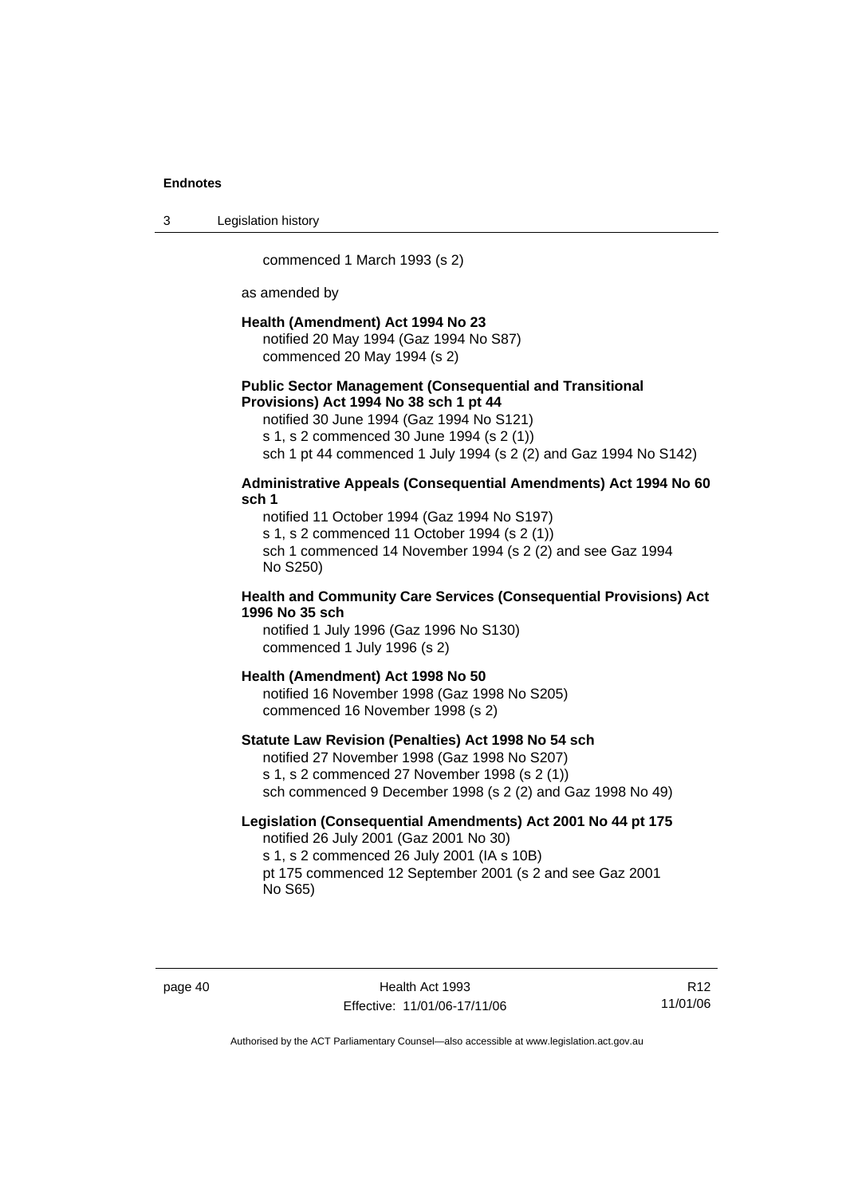commenced 1 March 1993 (s 2)

as amended by

**Health (Amendment) Act 1994 No 23**
notified 20 May 1994 (Gaz 1994 No S87)
commenced 20 May 1994 (s 2)

**Public Sector Management (Consequential and Transitional Provisions) Act 1994 No 38 sch 1 pt 44**
notified 30 June 1994 (Gaz 1994 No S121)
s 1, s 2 commenced 30 June 1994 (s 2 (1))
sch 1 pt 44 commenced 1 July 1994 (s 2 (2) and Gaz 1994 No S142)

**Administrative Appeals (Consequential Amendments) Act 1994 No 60 sch 1**
notified 11 October 1994 (Gaz 1994 No S197)
s 1, s 2 commenced 11 October 1994 (s 2 (1))
sch 1 commenced 14 November 1994 (s 2 (2) and see Gaz 1994 No S250)

**Health and Community Care Services (Consequential Provisions) Act 1996 No 35 sch**
notified 1 July 1996 (Gaz 1996 No S130)
commenced 1 July 1996 (s 2)

**Health (Amendment) Act 1998 No 50**
notified 16 November 1998 (Gaz 1998 No S205)
commenced 16 November 1998 (s 2)

**Statute Law Revision (Penalties) Act 1998 No 54 sch**
notified 27 November 1998 (Gaz 1998 No S207)
s 1, s 2 commenced 27 November 1998 (s 2 (1))
sch commenced 9 December 1998 (s 2 (2) and Gaz 1998 No 49)

**Legislation (Consequential Amendments) Act 2001 No 44 pt 175**
notified 26 July 2001 (Gaz 2001 No 30)
s 1, s 2 commenced 26 July 2001 (IA s 10B)
pt 175 commenced 12 September 2001 (s 2 and see Gaz 2001 No S65)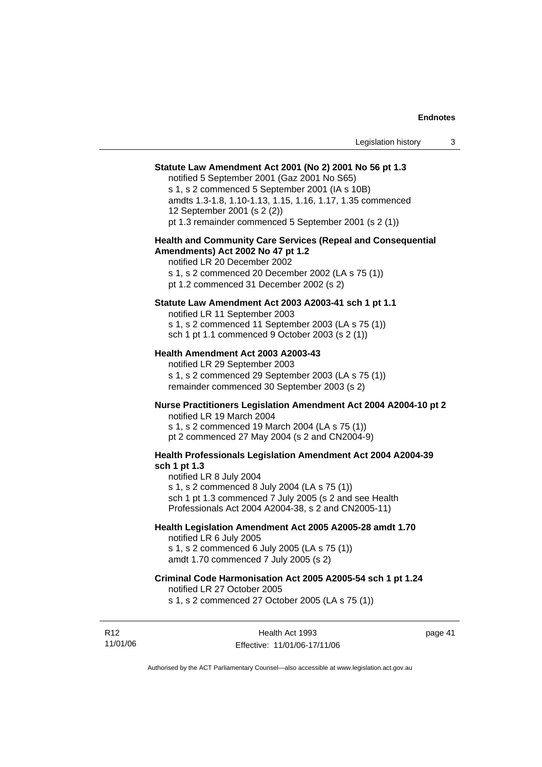**Statute Law Amendment Act 2001 (No 2) 2001 No 56 pt 1.3**

notified 5 September 2001 (Gaz 2001 No S65)
s 1, s 2 commenced 5 September 2001 (IA s 10B)
amdts 1.3-1.8, 1.10-1.13, 1.15, 1.16, 1.17, 1.35 commenced 12 September 2001 (s 2 (2))
pt 1.3 remainder commenced 5 September 2001 (s 2 (1))

**Health and Community Care Services (Repeal and Consequential Amendments) Act 2002 No 47 pt 1.2**

notified LR 20 December 2002
s 1, s 2 commenced 20 December 2002 (LA s 75 (1))
pt 1.2 commenced 31 December 2002 (s 2)

**Statute Law Amendment Act 2003 A2003-41 sch 1 pt 1.1**

notified LR 11 September 2003
s 1, s 2 commenced 11 September 2003 (LA s 75 (1))
sch 1 pt 1.1 commenced 9 October 2003 (s 2 (1))

**Health Amendment Act 2003 A2003-43**

notified LR 29 September 2003
s 1, s 2 commenced 29 September 2003 (LA s 75 (1))
remainder commenced 30 September 2003 (s 2)

**Nurse Practitioners Legislation Amendment Act 2004 A2004-10 pt 2**

notified LR 19 March 2004
s 1, s 2 commenced 19 March 2004 (LA s 75 (1))
pt 2 commenced 27 May 2004 (s 2 and CN2004-9)

**Health Professionals Legislation Amendment Act 2004 A2004-39 sch 1 pt 1.3**

notified LR 8 July 2004
s 1, s 2 commenced 8 July 2004 (LA s 75 (1))
sch 1 pt 1.3 commenced 7 July 2005 (s 2 and see Health Professionals Act 2004 A2004-38, s 2 and CN2005-11)

**Health Legislation Amendment Act 2005 A2005-28 amdt 1.70**

notified LR 6 July 2005
s 1, s 2 commenced 6 July 2005 (LA s 75 (1))
amdt 1.70 commenced 7 July 2005 (s 2)

**Criminal Code Harmonisation Act 2005 A2005-54 sch 1 pt 1.24**

notified LR 27 October 2005
s 1, s 2 commenced 27 October 2005 (LA s 75 (1))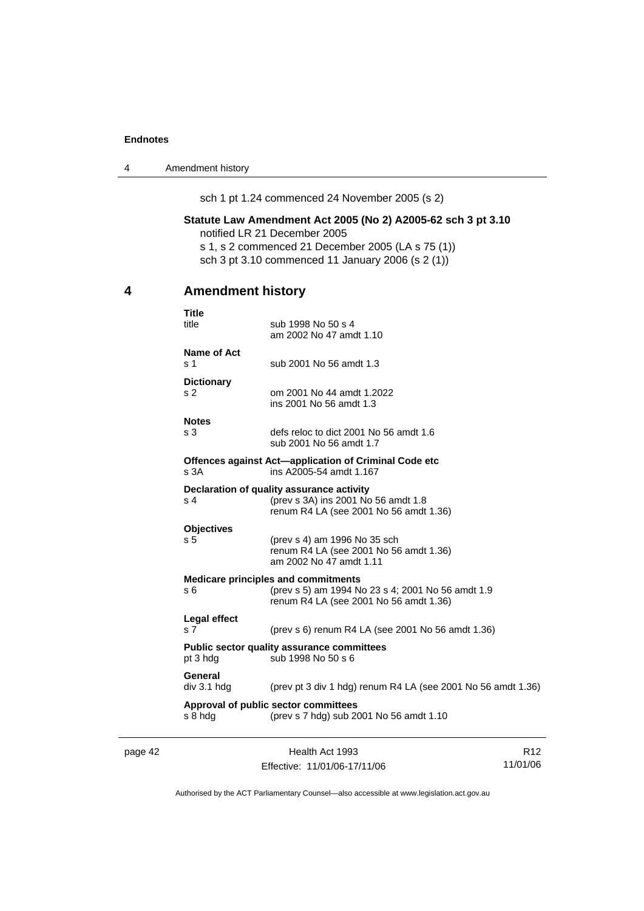sch 1 pt 1.24 commenced 24 November 2005 (s 2)

**Statute Law Amendment Act 2005 (No 2) A2005-62 sch 3 pt 3.10**

notified LR 21 December 2005

s 1, s 2 commenced 21 December 2005 (LA s 75 (1))

sch 3 pt 3.10 commenced 11 January 2006 (s 2 (1))

## 4 Amendment history

**Title**

| | |
|---|---|
| title | sub 1998 No 50 s 4<br>am 2002 No 47 amdt 1.10 |

**Name of Act**

| | |
|---|---|
| s 1 | sub 2001 No 56 amdt 1.3 |

**Dictionary**

| | |
|---|---|
| s 2 | om 2001 No 44 amdt 1.2022<br>ins 2001 No 56 amdt 1.3 |

**Notes**

| | |
|---|---|
| s 3 | defs reloc to dict 2001 No 56 amdt 1.6<br>sub 2001 No 56 amdt 1.7 |

**Offences against Act—application of Criminal Code etc**

| | |
|---|---|
| s 3A | ins A2005-54 amdt 1.167 |

**Declaration of quality assurance activity**

| | |
|---|---|
| s 4 | (prev s 3A) ins 2001 No 56 amdt 1.8<br>renum R4 LA (see 2001 No 56 amdt 1.36) |

**Objectives**

| | |
|---|---|
| s 5 | (prev s 4) am 1996 No 35 sch<br>renum R4 LA (see 2001 No 56 amdt 1.36)<br>am 2002 No 47 amdt 1.11 |

**Medicare principles and commitments**

| | |
|---|---|
| s 6 | (prev s 5) am 1994 No 23 s 4; 2001 No 56 amdt 1.9<br>renum R4 LA (see 2001 No 56 amdt 1.36) |

**Legal effect**

| | |
|---|---|
| s 7 | (prev s 6) renum R4 LA (see 2001 No 56 amdt 1.36) |

**Public sector quality assurance committees**

| | |
|---|---|
| pt 3 hdg | sub 1998 No 50 s 6 |

**General**

| | |
|---|---|
| div 3.1 hdg | (prev pt 3 div 1 hdg) renum R4 LA (see 2001 No 56 amdt 1.36) |

**Approval of public sector committees**

| | |
|---|---|
| s 8 hdg | (prev s 7 hdg) sub 2001 No 56 amdt 1.10 |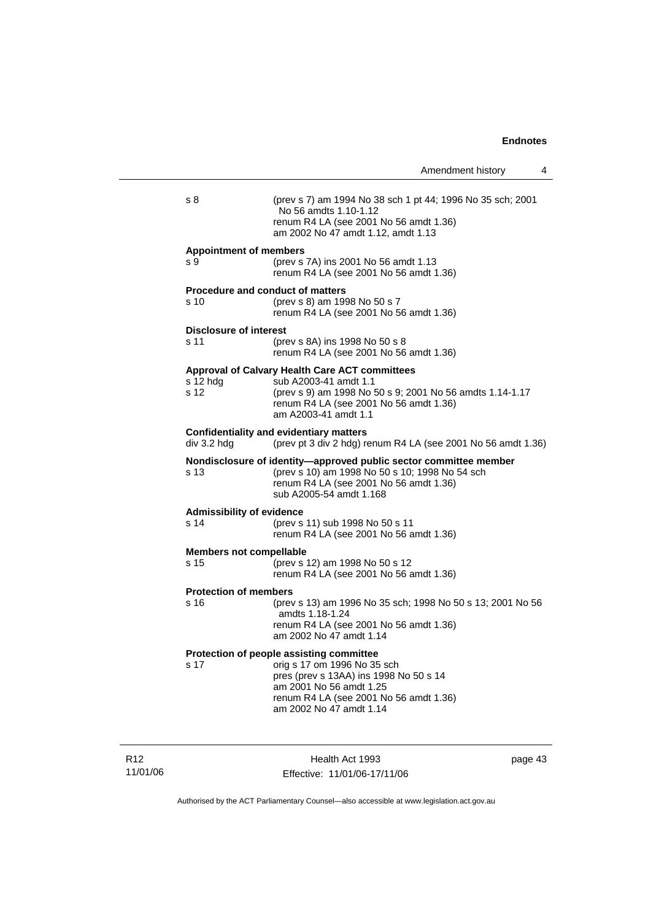| | |
|---|---|
| s 8 | (prev s 7) am 1994 No 38 sch 1 pt 44; 1996 No 35 sch; 2001 No 56 amdts 1.10-1.12<br>renum R4 LA (see 2001 No 56 amdt 1.36)<br>am 2002 No 47 amdt 1.12, amdt 1.13 |

**Appointment of members**

| | |
|---|---|
| s 9 | (prev s 7A) ins 2001 No 56 amdt 1.13<br>renum R4 LA (see 2001 No 56 amdt 1.36) |

**Procedure and conduct of matters**

| | |
|---|---|
| s 10 | (prev s 8) am 1998 No 50 s 7<br>renum R4 LA (see 2001 No 56 amdt 1.36) |

**Disclosure of interest**

| | |
|---|---|
| s 11 | (prev s 8A) ins 1998 No 50 s 8<br>renum R4 LA (see 2001 No 56 amdt 1.36) |

**Approval of Calvary Health Care ACT committees**

| | |
|---|---|
| s 12 hdg | sub A2003-41 amdt 1.1 |
| s 12 | (prev s 9) am 1998 No 50 s 9; 2001 No 56 amdts 1.14-1.17<br>renum R4 LA (see 2001 No 56 amdt 1.36)<br>am A2003-41 amdt 1.1 |

**Confidentiality and evidentiary matters**

| | |
|---|---|
| div 3.2 hdg | (prev pt 3 div 2 hdg) renum R4 LA (see 2001 No 56 amdt 1.36) |

**Nondisclosure of identity—approved public sector committee member**

| | |
|---|---|
| s 13 | (prev s 10) am 1998 No 50 s 10; 1998 No 54 sch<br>renum R4 LA (see 2001 No 56 amdt 1.36)<br>sub A2005-54 amdt 1.168 |

**Admissibility of evidence**

| | |
|---|---|
| s 14 | (prev s 11) sub 1998 No 50 s 11<br>renum R4 LA (see 2001 No 56 amdt 1.36) |

**Members not compellable**

| | |
|---|---|
| s 15 | (prev s 12) am 1998 No 50 s 12<br>renum R4 LA (see 2001 No 56 amdt 1.36) |

**Protection of members**

| | |
|---|---|
| s 16 | (prev s 13) am 1996 No 35 sch; 1998 No 50 s 13; 2001 No 56 amdts 1.18-1.24<br>renum R4 LA (see 2001 No 56 amdt 1.36)<br>am 2002 No 47 amdt 1.14 |

**Protection of people assisting committee**

| | |
|---|---|
| s 17 | orig s 17 om 1996 No 35 sch<br>pres (prev s 13AA) ins 1998 No 50 s 14<br>am 2001 No 56 amdt 1.25<br>renum R4 LA (see 2001 No 56 amdt 1.36)<br>am 2002 No 47 amdt 1.14 |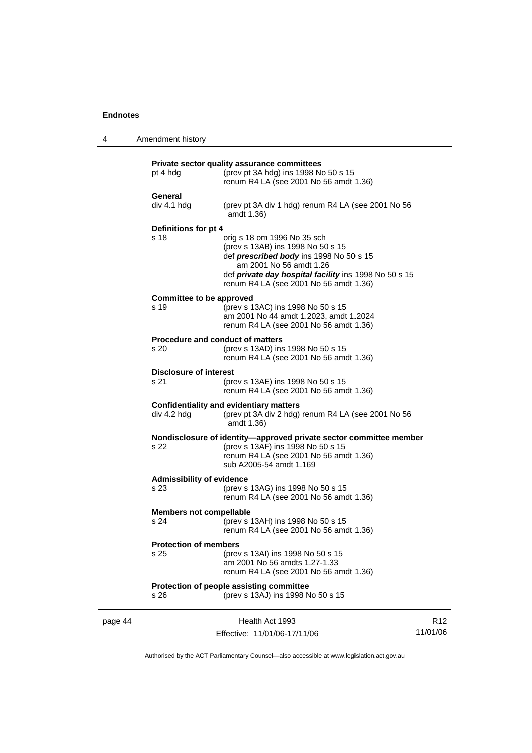**Private sector quality assurance committees**

pt 4 hdg (prev pt 3A hdg) ins 1998 No 50 s 15
renum R4 LA (see 2001 No 56 amdt 1.36)

**General**

div 4.1 hdg (prev pt 3A div 1 hdg) renum R4 LA (see 2001 No 56 amdt 1.36)

**Definitions for pt 4**

s 18 orig s 18 om 1996 No 35 sch
(prev s 13AB) ins 1998 No 50 s 15
def ***prescribed body*** ins 1998 No 50 s 15
am 2001 No 56 amdt 1.26
def ***private day hospital facility*** ins 1998 No 50 s 15
renum R4 LA (see 2001 No 56 amdt 1.36)

**Committee to be approved**

s 19 (prev s 13AC) ins 1998 No 50 s 15
am 2001 No 44 amdt 1.2023, amdt 1.2024
renum R4 LA (see 2001 No 56 amdt 1.36)

**Procedure and conduct of matters**

s 20 (prev s 13AD) ins 1998 No 50 s 15
renum R4 LA (see 2001 No 56 amdt 1.36)

**Disclosure of interest**

s 21 (prev s 13AE) ins 1998 No 50 s 15
renum R4 LA (see 2001 No 56 amdt 1.36)

**Confidentiality and evidentiary matters**

div 4.2 hdg (prev pt 3A div 2 hdg) renum R4 LA (see 2001 No 56 amdt 1.36)

**Nondisclosure of identity—approved private sector committee member**

s 22 (prev s 13AF) ins 1998 No 50 s 15
renum R4 LA (see 2001 No 56 amdt 1.36)
sub A2005-54 amdt 1.169

**Admissibility of evidence**

s 23 (prev s 13AG) ins 1998 No 50 s 15
renum R4 LA (see 2001 No 56 amdt 1.36)

**Members not compellable**

s 24 (prev s 13AH) ins 1998 No 50 s 15
renum R4 LA (see 2001 No 56 amdt 1.36)

**Protection of members**

s 25 (prev s 13AI) ins 1998 No 50 s 15
am 2001 No 56 amdts 1.27-1.33
renum R4 LA (see 2001 No 56 amdt 1.36)

**Protection of people assisting committee**

s 26 (prev s 13AJ) ins 1998 No 50 s 15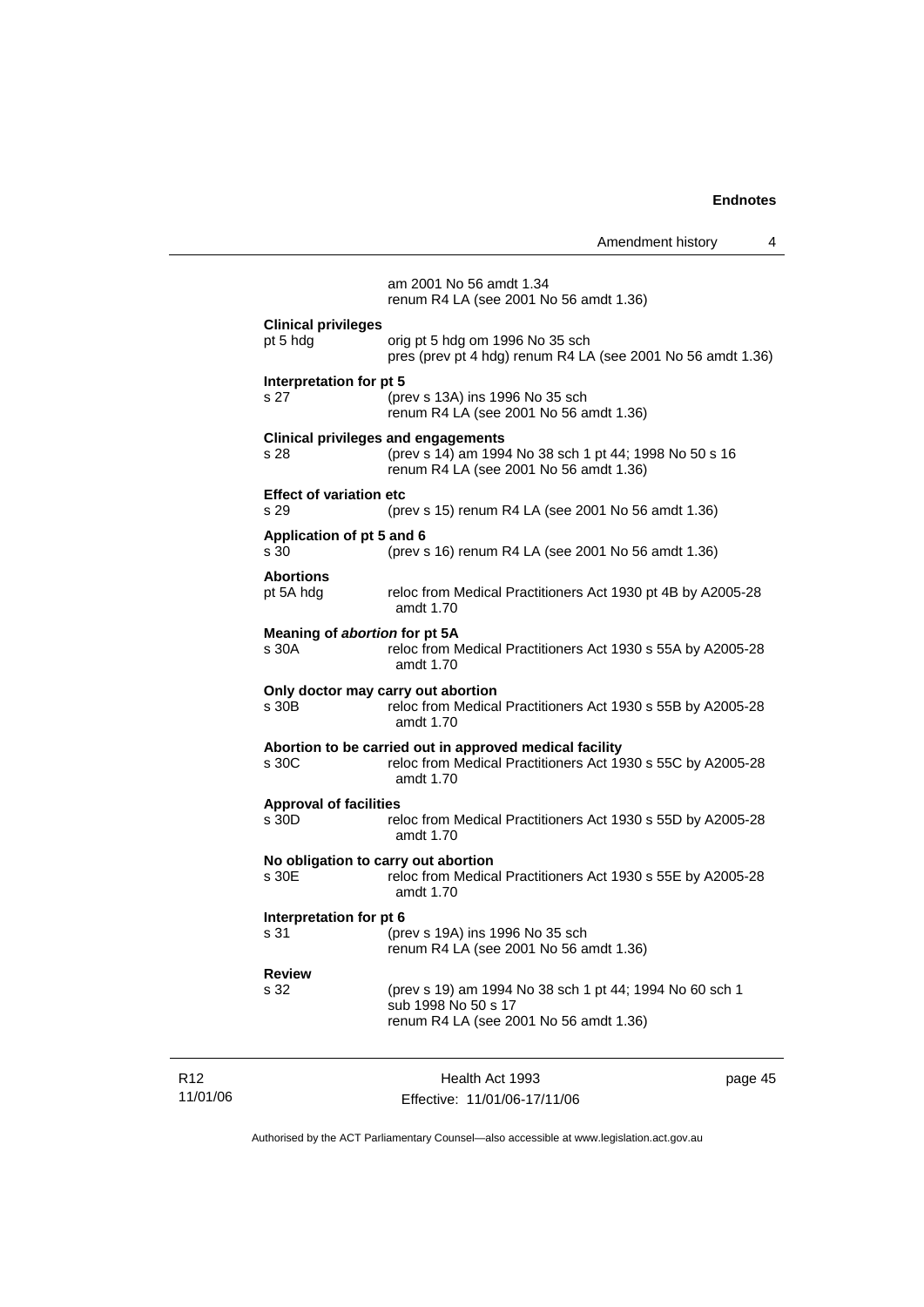am 2001 No 56 amdt 1.34
renum R4 LA (see 2001 No 56 amdt 1.36)

**Clinical privileges**
pt 5 hdg — orig pt 5 hdg om 1996 No 35 sch
pres (prev pt 4 hdg) renum R4 LA (see 2001 No 56 amdt 1.36)

**Interpretation for pt 5**
s 27 — (prev s 13A) ins 1996 No 35 sch
renum R4 LA (see 2001 No 56 amdt 1.36)

**Clinical privileges and engagements**
s 28 — (prev s 14) am 1994 No 38 sch 1 pt 44; 1998 No 50 s 16
renum R4 LA (see 2001 No 56 amdt 1.36)

**Effect of variation etc**
s 29 — (prev s 15) renum R4 LA (see 2001 No 56 amdt 1.36)

**Application of pt 5 and 6**
s 30 — (prev s 16) renum R4 LA (see 2001 No 56 amdt 1.36)

**Abortions**
pt 5A hdg — reloc from Medical Practitioners Act 1930 pt 4B by A2005-28 amdt 1.70

**Meaning of *abortion* for pt 5A**
s 30A — reloc from Medical Practitioners Act 1930 s 55A by A2005-28 amdt 1.70

**Only doctor may carry out abortion**
s 30B — reloc from Medical Practitioners Act 1930 s 55B by A2005-28 amdt 1.70

**Abortion to be carried out in approved medical facility**
s 30C — reloc from Medical Practitioners Act 1930 s 55C by A2005-28 amdt 1.70

**Approval of facilities**
s 30D — reloc from Medical Practitioners Act 1930 s 55D by A2005-28 amdt 1.70

**No obligation to carry out abortion**
s 30E — reloc from Medical Practitioners Act 1930 s 55E by A2005-28 amdt 1.70

**Interpretation for pt 6**
s 31 — (prev s 19A) ins 1996 No 35 sch
renum R4 LA (see 2001 No 56 amdt 1.36)

**Review**
s 32 — (prev s 19) am 1994 No 38 sch 1 pt 44; 1994 No 60 sch 1
sub 1998 No 50 s 17
renum R4 LA (see 2001 No 56 amdt 1.36)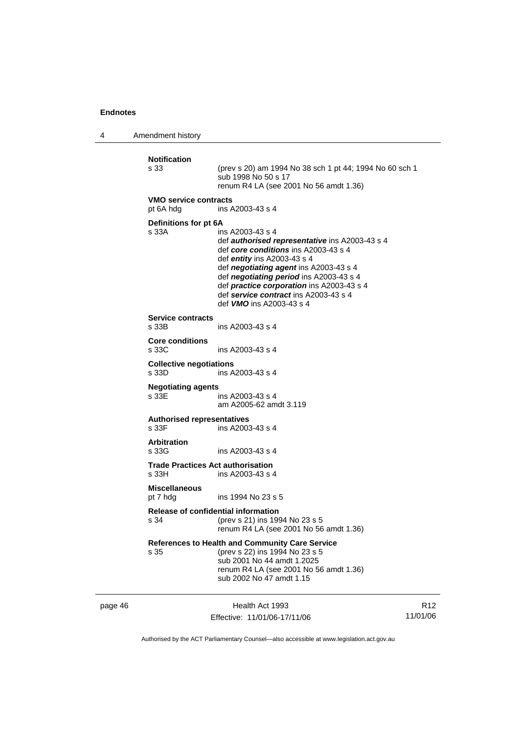**Notification**

s 33 (prev s 20) am 1994 No 38 sch 1 pt 44; 1994 No 60 sch 1
sub 1998 No 50 s 17
renum R4 LA (see 2001 No 56 amdt 1.36)

**VMO service contracts**

pt 6A hdg ins A2003-43 s 4

**Definitions for pt 6A**

s 33A ins A2003-43 s 4
def ***authorised representative*** ins A2003-43 s 4
def ***core conditions*** ins A2003-43 s 4
def ***entity*** ins A2003-43 s 4
def ***negotiating agent*** ins A2003-43 s 4
def ***negotiating period*** ins A2003-43 s 4
def ***practice corporation*** ins A2003-43 s 4
def ***service contract*** ins A2003-43 s 4
def ***VMO*** ins A2003-43 s 4

**Service contracts**

s 33B ins A2003-43 s 4

**Core conditions**

s 33C ins A2003-43 s 4

**Collective negotiations**

s 33D ins A2003-43 s 4

**Negotiating agents**

s 33E ins A2003-43 s 4
am A2005-62 amdt 3.119

**Authorised representatives**

s 33F ins A2003-43 s 4

**Arbitration**

s 33G ins A2003-43 s 4

**Trade Practices Act authorisation**

s 33H ins A2003-43 s 4

**Miscellaneous**

pt 7 hdg ins 1994 No 23 s 5

**Release of confidential information**

s 34 (prev s 21) ins 1994 No 23 s 5
renum R4 LA (see 2001 No 56 amdt 1.36)

**References to Health and Community Care Service**

s 35 (prev s 22) ins 1994 No 23 s 5
sub 2001 No 44 amdt 1.2025
renum R4 LA (see 2001 No 56 amdt 1.36)
sub 2002 No 47 amdt 1.15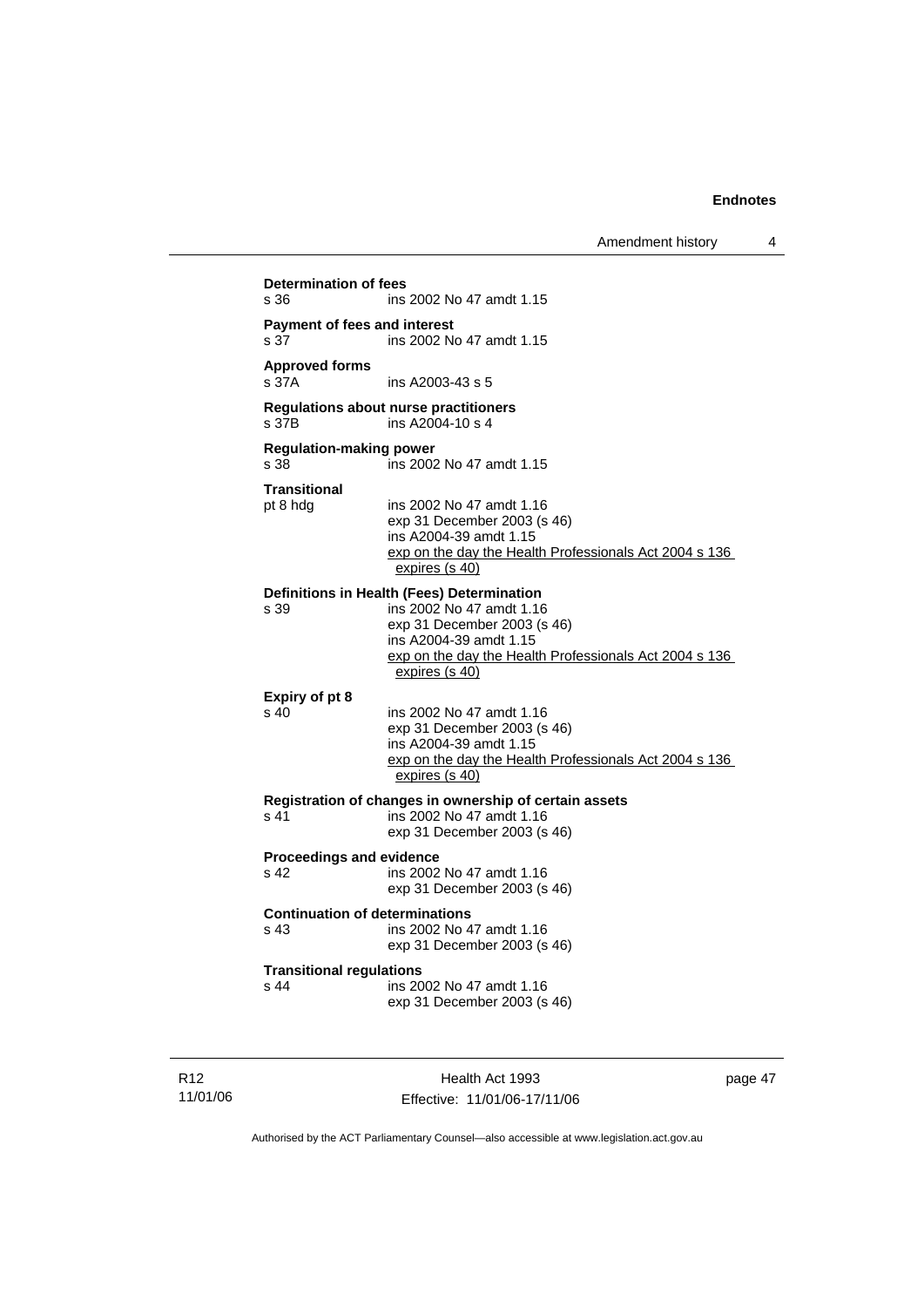**Determination of fees**
s 36 ins 2002 No 47 amdt 1.15

**Payment of fees and interest**
s 37 ins 2002 No 47 amdt 1.15

**Approved forms**
s 37A ins A2003-43 s 5

**Regulations about nurse practitioners**
s 37B ins A2004-10 s 4

**Regulation-making power**
s 38 ins 2002 No 47 amdt 1.15

**Transitional**
pt 8 hdg ins 2002 No 47 amdt 1.16
exp 31 December 2003 (s 46)
ins A2004-39 amdt 1.15
exp on the day the Health Professionals Act 2004 s 136 expires (s 40)

**Definitions in Health (Fees) Determination**
s 39 ins 2002 No 47 amdt 1.16
exp 31 December 2003 (s 46)
ins A2004-39 amdt 1.15
exp on the day the Health Professionals Act 2004 s 136 expires (s 40)

**Expiry of pt 8**
s 40 ins 2002 No 47 amdt 1.16
exp 31 December 2003 (s 46)
ins A2004-39 amdt 1.15
exp on the day the Health Professionals Act 2004 s 136 expires (s 40)

**Registration of changes in ownership of certain assets**
s 41 ins 2002 No 47 amdt 1.16
exp 31 December 2003 (s 46)

**Proceedings and evidence**
s 42 ins 2002 No 47 amdt 1.16
exp 31 December 2003 (s 46)

**Continuation of determinations**
s 43 ins 2002 No 47 amdt 1.16
exp 31 December 2003 (s 46)

**Transitional regulations**
s 44 ins 2002 No 47 amdt 1.16
exp 31 December 2003 (s 46)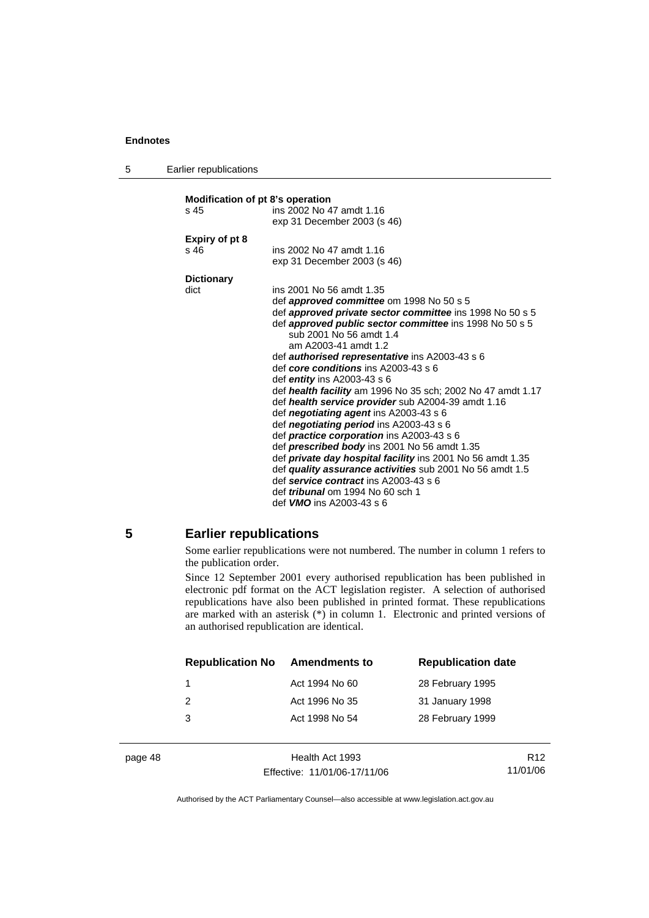**Modification of pt 8's operation**

s 45 — ins 2002 No 47 amdt 1.16
exp 31 December 2003 (s 46)

**Expiry of pt 8**

s 46 — ins 2002 No 47 amdt 1.16
exp 31 December 2003 (s 46)

**Dictionary**

dict — ins 2001 No 56 amdt 1.35
def ***approved committee*** om 1998 No 50 s 5
def ***approved private sector committee*** ins 1998 No 50 s 5
def ***approved public sector committee*** ins 1998 No 50 s 5
sub 2001 No 56 amdt 1.4
am A2003-41 amdt 1.2
def ***authorised representative*** ins A2003-43 s 6
def ***core conditions*** ins A2003-43 s 6
def ***entity*** ins A2003-43 s 6
def ***health facility*** am 1996 No 35 sch; 2002 No 47 amdt 1.17
def ***health service provider*** sub A2004-39 amdt 1.16
def ***negotiating agent*** ins A2003-43 s 6
def ***negotiating period*** ins A2003-43 s 6
def ***practice corporation*** ins A2003-43 s 6
def ***prescribed body*** ins 2001 No 56 amdt 1.35
def ***private day hospital facility*** ins 2001 No 56 amdt 1.35
def ***quality assurance activities*** sub 2001 No 56 amdt 1.5
def ***service contract*** ins A2003-43 s 6
def ***tribunal*** om 1994 No 60 sch 1
def ***VMO*** ins A2003-43 s 6

## 5 Earlier republications

Some earlier republications were not numbered. The number in column 1 refers to the publication order.

Since 12 September 2001 every authorised republication has been published in electronic pdf format on the ACT legislation register. A selection of authorised republications have also been published in printed format. These republications are marked with an asterisk (*) in column 1. Electronic and printed versions of an authorised republication are identical.

| Republication No | Amendments to | Republication date |
|---|---|---|
| 1 | Act 1994 No 60 | 28 February 1995 |
| 2 | Act 1996 No 35 | 31 January 1998 |
| 3 | Act 1998 No 54 | 28 February 1999 |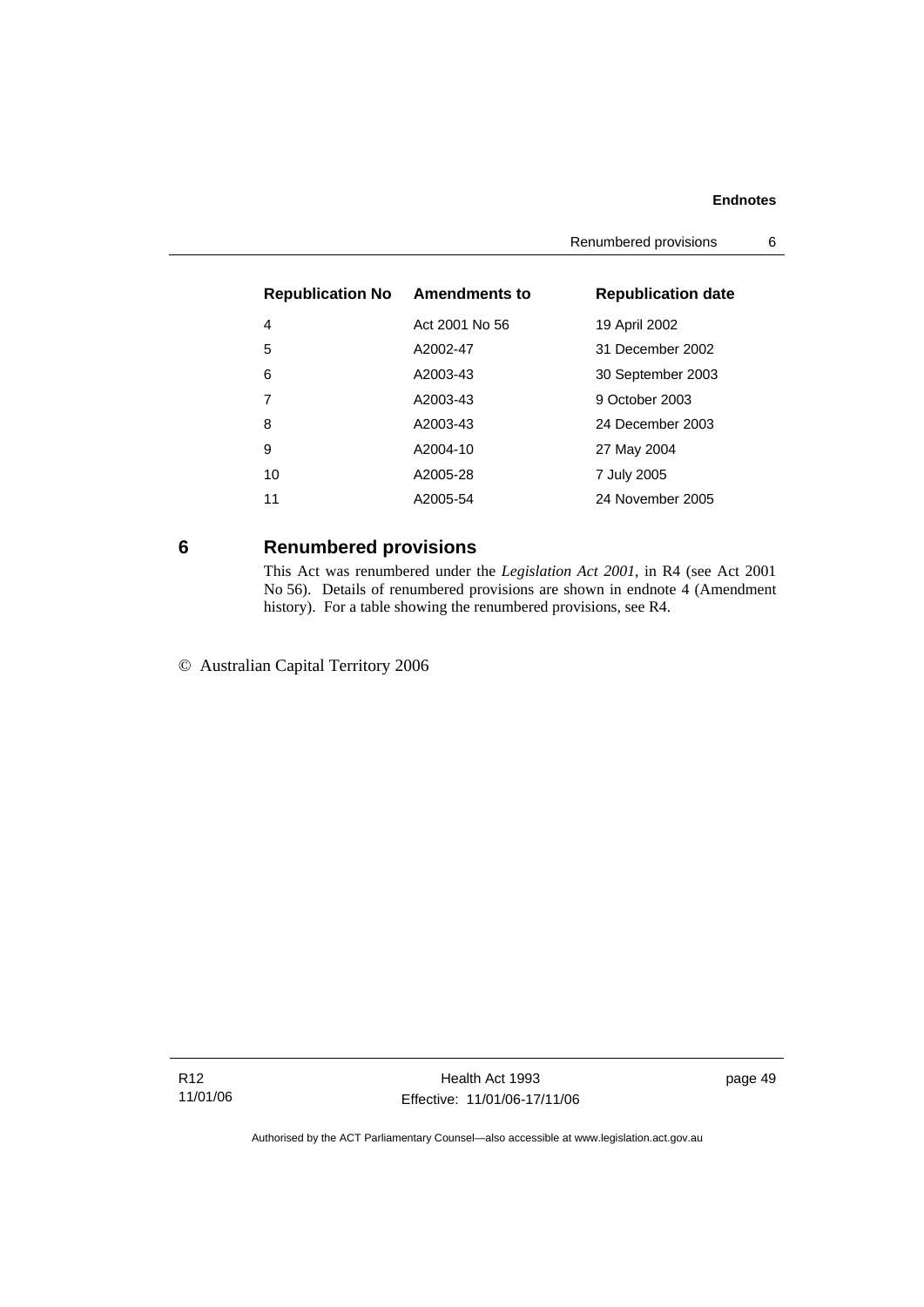| Republication No | Amendments to | Republication date |
|---|---|---|
| 4 | Act 2001 No 56 | 19 April 2002 |
| 5 | A2002-47 | 31 December 2002 |
| 6 | A2003-43 | 30 September 2003 |
| 7 | A2003-43 | 9 October 2003 |
| 8 | A2003-43 | 24 December 2003 |
| 9 | A2004-10 | 27 May 2004 |
| 10 | A2005-28 | 7 July 2005 |
| 11 | A2005-54 | 24 November 2005 |

## 6 Renumbered provisions

This Act was renumbered under the *Legislation Act 2001*, in R4 (see Act 2001 No 56). Details of renumbered provisions are shown in endnote 4 (Amendment history). For a table showing the renumbered provisions, see R4.

© Australian Capital Territory 2006